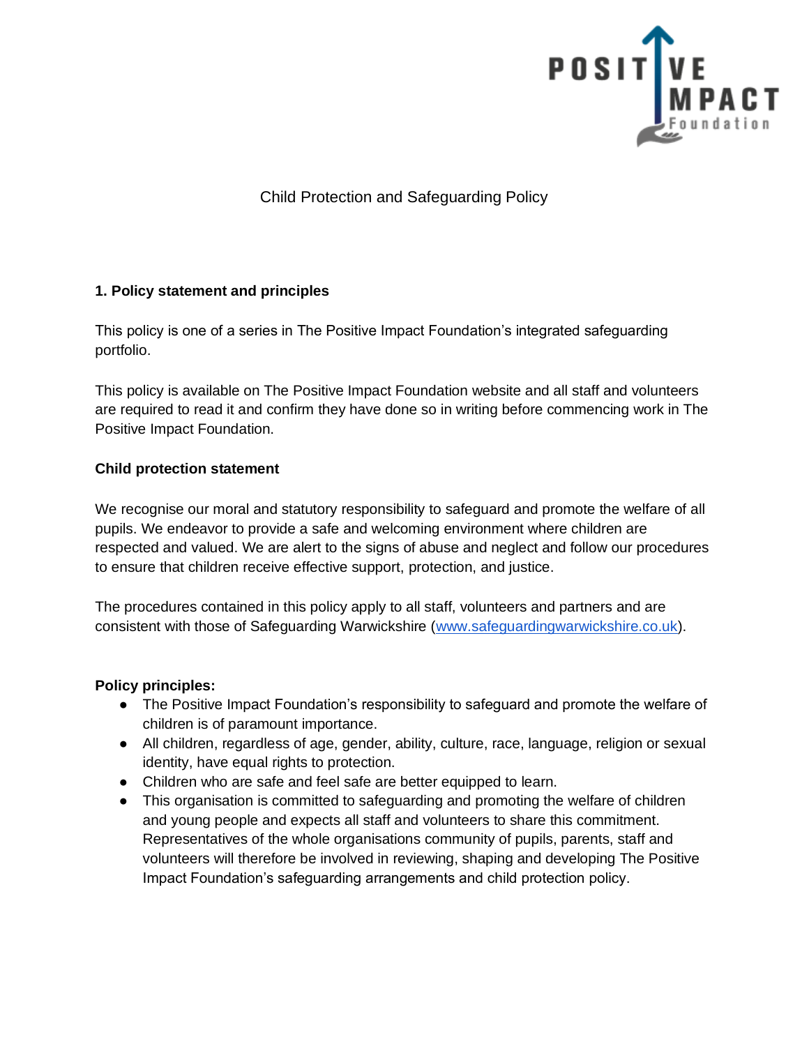# Child Protection and Safeguarding Policy

## 1. Policy statement and principles

This policy is one of a series in The Positive Impact Foundation's integrated safeguarding portfolio.

This policy is available on The Positive Impact Foundation website and all staff and volunteers are required to read it and confirm they have done so in writing before commencing work in The Positive Impact Foundation.

### Child protection statement

We recognise our moral and statutory responsibility to safeguard and promote the welfare of all pupils. We endeavor to provide a safe and welcoming environment where children are respected and valued. We are alert to the signs of abuse and neglect and follow our procedures to ensure that children receive effective support, protection, and justice.

The procedures contained in this policy apply to all staff, volunteers and partners and are consistent with those of Safeguarding Warwickshire ([www.safeguardingwarwickshire.co.uk](http://www.safeguardingwarwickshire.co.uk)).

### Policy principles:

- The Positive Impact Foundation's responsibility to safeguard and promote the welfare of children is of paramount importance.
- All children, regardless of age, gender, ability, culture, race, language, religion or sexual identity, have equal rights to protection.
- Children who are safe and feel safe are better equipped to learn.
- This organisation is committed to safeguarding and promoting the welfare of children and young people and expects all staff and volunteers to share this commitment. Representatives of the whole organisations community of pupils, parents, staff and volunteers will therefore be involved in reviewing, shaping and developing The Positive Impact Foundation's safeguarding arrangements and child protection policy.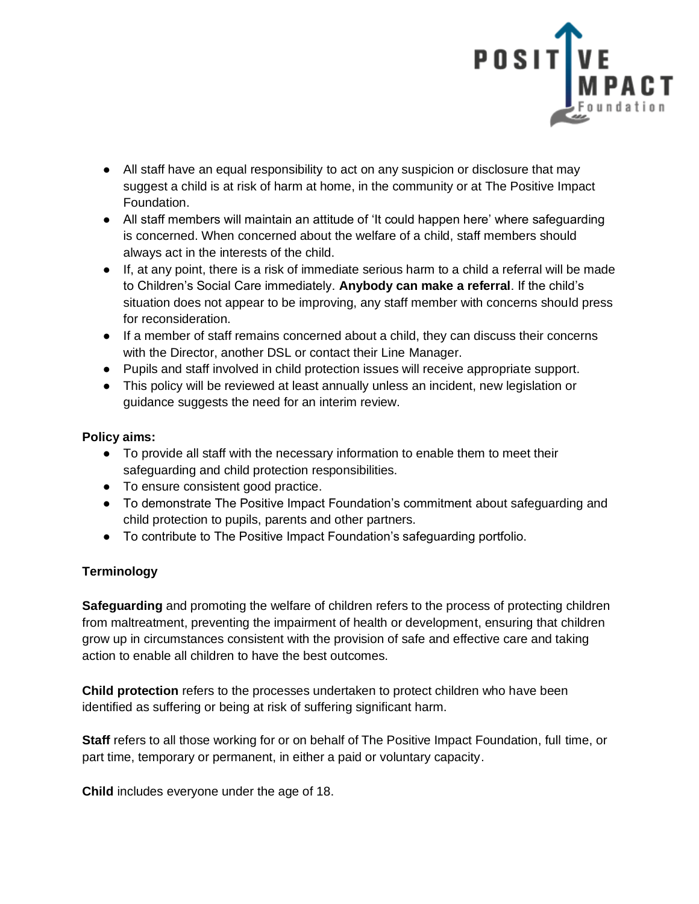- All staff have an equal responsibility to act on any suspicion or disclosure that may suggest a child is at risk of harm at home, in the community or at The Positive Impact Foundation.
- All staff members will maintain an attitude of 'It could happen here' where safeguarding is concerned. When concerned about the welfare of a child, staff members should always act in the interests of the child.
- If, at any point, there is a risk of immediate serious harm to a child a referral will be made to Children's Social Care immediately. **Anybody can make a referral**. If the child's situation does not appear to be improving, any staff member with concerns should press for reconsideration.
- If a member of staff remains concerned about a child, they can discuss their concerns with the Director, another DSL or contact their Line Manager.
- Pupils and staff involved in child protection issues will receive appropriate support.
- This policy will be reviewed at least annually unless an incident, new legislation or guidance suggests the need for an interim review.

**Policy aims:**

- To provide all staff with the necessary information to enable them to meet their safeguarding and child protection responsibilities.
- To ensure consistent good practice.
- To demonstrate The Positive Impact Foundation's commitment about safeguarding and child protection to pupils, parents and other partners.
- To contribute to The Positive Impact Foundation's safeguarding portfolio.

**Terminology**

**Safeguarding** and promoting the welfare of children refers to the process of protecting children from maltreatment, preventing the impairment of health or development, ensuring that children grow up in circumstances consistent with the provision of safe and effective care and taking action to enable all children to have the best outcomes.

**Child protection** refers to the processes undertaken to protect children who have been identified as suffering or being at risk of suffering significant harm.

**Staff** refers to all those working for or on behalf of The Positive Impact Foundation, full time, or part time, temporary or permanent, in either a paid or voluntary capacity.

**Child** includes everyone under the age of 18.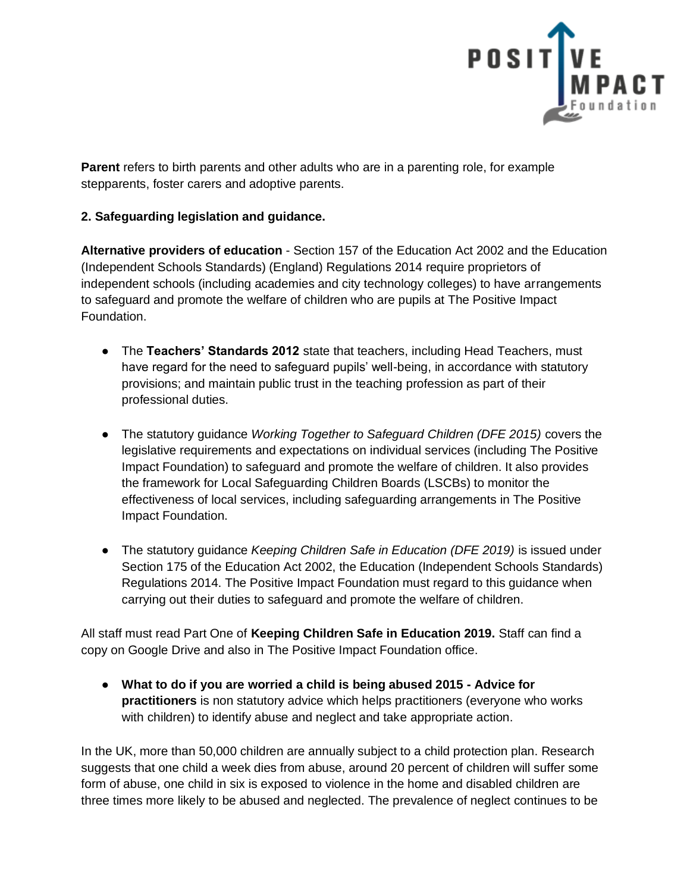**Parent** refers to birth parents and other adults who are in a parenting role, for example stepparents, foster carers and adoptive parents.

**2. Safeguarding legislation and guidance.**

**Alternative providers of education** - Section 157 of the Education Act 2002 and the Education (Independent Schools Standards) (England) Regulations 2014 require proprietors of independent schools (including academies and city technology colleges) to have arrangements to safeguard and promote the welfare of children who are pupils at The Positive Impact Foundation.

- The **Teachers' Standards 2012** state that teachers, including Head Teachers, must have regard for the need to safeguard pupils' well-being, in accordance with statutory provisions; and maintain public trust in the teaching profession as part of their professional duties.

- The statutory guidance *Working Together to Safeguard Children (DFE 2015)* covers the legislative requirements and expectations on individual services (including The Positive Impact Foundation) to safeguard and promote the welfare of children. It also provides the framework for Local Safeguarding Children Boards (LSCBs) to monitor the effectiveness of local services, including safeguarding arrangements in The Positive Impact Foundation.

- The statutory guidance *Keeping Children Safe in Education (DFE 2019)* is issued under Section 175 of the Education Act 2002, the Education (Independent Schools Standards) Regulations 2014. The Positive Impact Foundation must regard to this guidance when carrying out their duties to safeguard and promote the welfare of children.

All staff must read Part One of **Keeping Children Safe in Education 2019.** Staff can find a copy on Google Drive and also in The Positive Impact Foundation office.

- **What to do if you are worried a child is being abused 2015 - Advice for practitioners** is non statutory advice which helps practitioners (everyone who works with children) to identify abuse and neglect and take appropriate action.

In the UK, more than 50,000 children are annually subject to a child protection plan. Research suggests that one child a week dies from abuse, around 20 percent of children will suffer some form of abuse, one child in six is exposed to violence in the home and disabled children are three times more likely to be abused and neglected. The prevalence of neglect continues to be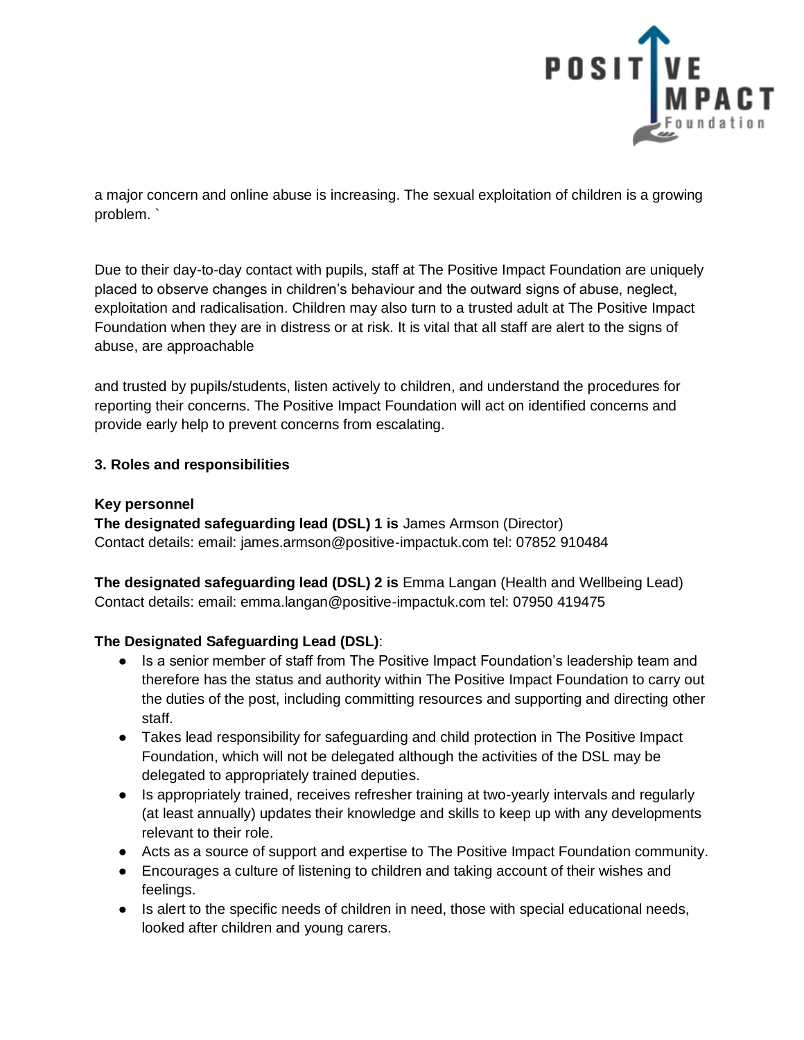a major concern and online abuse is increasing. The sexual exploitation of children is a growing problem. `

Due to their day-to-day contact with pupils, staff at The Positive Impact Foundation are uniquely placed to observe changes in children's behaviour and the outward signs of abuse, neglect, exploitation and radicalisation. Children may also turn to a trusted adult at The Positive Impact Foundation when they are in distress or at risk. It is vital that all staff are alert to the signs of abuse, are approachable

and trusted by pupils/students, listen actively to children, and understand the procedures for reporting their concerns. The Positive Impact Foundation will act on identified concerns and provide early help to prevent concerns from escalating.

### 3. Roles and responsibilities

**Key personnel**

**The designated safeguarding lead (DSL) 1 is** James Armson (Director)
Contact details: email: james.armson@positive-impactuk.com tel: 07852 910484

**The designated safeguarding lead (DSL) 2 is** Emma Langan (Health and Wellbeing Lead)
Contact details: email: emma.langan@positive-impactuk.com tel: 07950 419475

**The Designated Safeguarding Lead (DSL)**:

- Is a senior member of staff from The Positive Impact Foundation's leadership team and therefore has the status and authority within The Positive Impact Foundation to carry out the duties of the post, including committing resources and supporting and directing other staff.
- Takes lead responsibility for safeguarding and child protection in The Positive Impact Foundation, which will not be delegated although the activities of the DSL may be delegated to appropriately trained deputies.
- Is appropriately trained, receives refresher training at two-yearly intervals and regularly (at least annually) updates their knowledge and skills to keep up with any developments relevant to their role.
- Acts as a source of support and expertise to The Positive Impact Foundation community.
- Encourages a culture of listening to children and taking account of their wishes and feelings.
- Is alert to the specific needs of children in need, those with special educational needs, looked after children and young carers.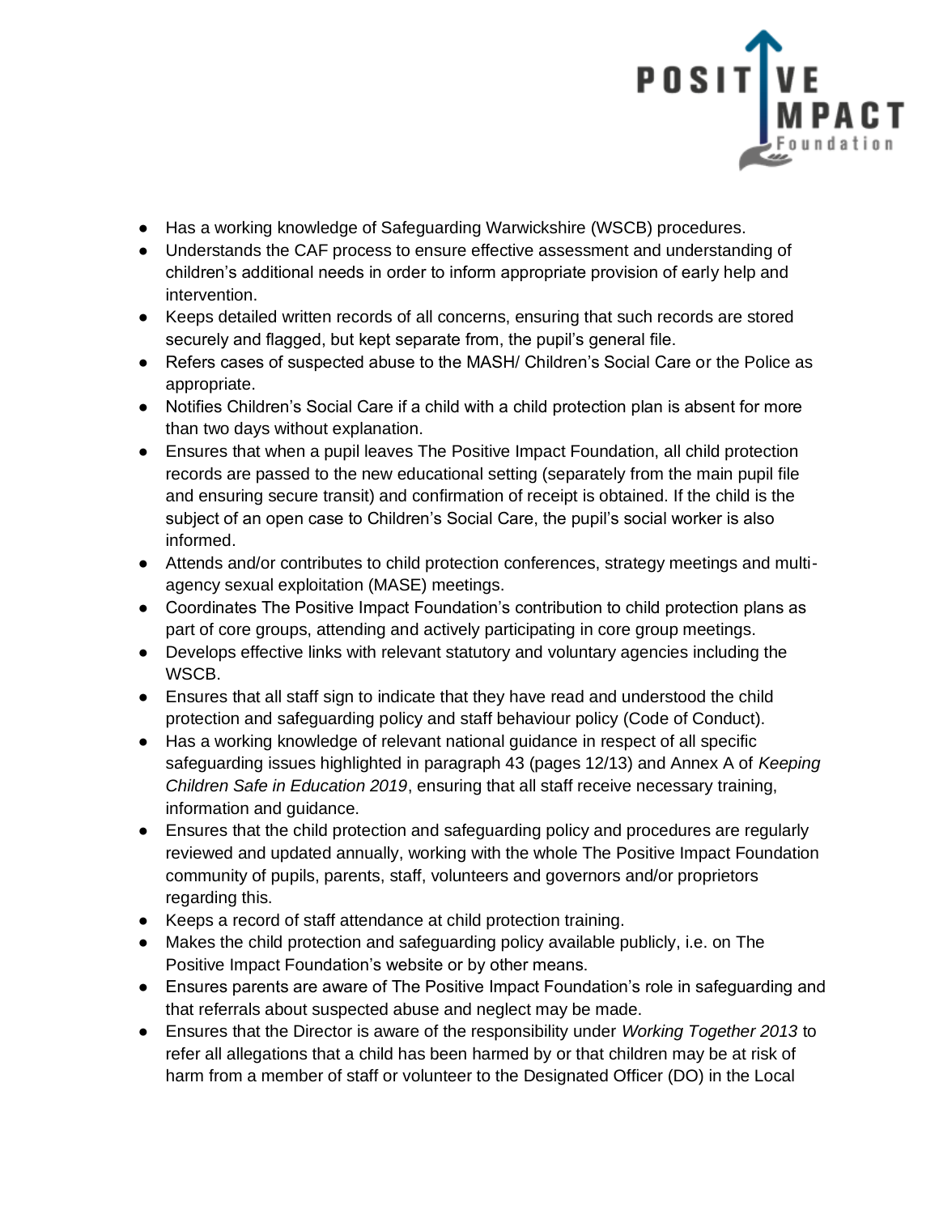- Has a working knowledge of Safeguarding Warwickshire (WSCB) procedures.
- Understands the CAF process to ensure effective assessment and understanding of children's additional needs in order to inform appropriate provision of early help and intervention.
- Keeps detailed written records of all concerns, ensuring that such records are stored securely and flagged, but kept separate from, the pupil's general file.
- Refers cases of suspected abuse to the MASH/ Children's Social Care or the Police as appropriate.
- Notifies Children's Social Care if a child with a child protection plan is absent for more than two days without explanation.
- Ensures that when a pupil leaves The Positive Impact Foundation, all child protection records are passed to the new educational setting (separately from the main pupil file and ensuring secure transit) and confirmation of receipt is obtained. If the child is the subject of an open case to Children's Social Care, the pupil's social worker is also informed.
- Attends and/or contributes to child protection conferences, strategy meetings and multi-agency sexual exploitation (MASE) meetings.
- Coordinates The Positive Impact Foundation's contribution to child protection plans as part of core groups, attending and actively participating in core group meetings.
- Develops effective links with relevant statutory and voluntary agencies including the WSCB.
- Ensures that all staff sign to indicate that they have read and understood the child protection and safeguarding policy and staff behaviour policy (Code of Conduct).
- Has a working knowledge of relevant national guidance in respect of all specific safeguarding issues highlighted in paragraph 43 (pages 12/13) and Annex A of *Keeping Children Safe in Education 2019*, ensuring that all staff receive necessary training, information and guidance.
- Ensures that the child protection and safeguarding policy and procedures are regularly reviewed and updated annually, working with the whole The Positive Impact Foundation community of pupils, parents, staff, volunteers and governors and/or proprietors regarding this.
- Keeps a record of staff attendance at child protection training.
- Makes the child protection and safeguarding policy available publicly, i.e. on The Positive Impact Foundation's website or by other means.
- Ensures parents are aware of The Positive Impact Foundation's role in safeguarding and that referrals about suspected abuse and neglect may be made.
- Ensures that the Director is aware of the responsibility under *Working Together 2013* to refer all allegations that a child has been harmed by or that children may be at risk of harm from a member of staff or volunteer to the Designated Officer (DO) in the Local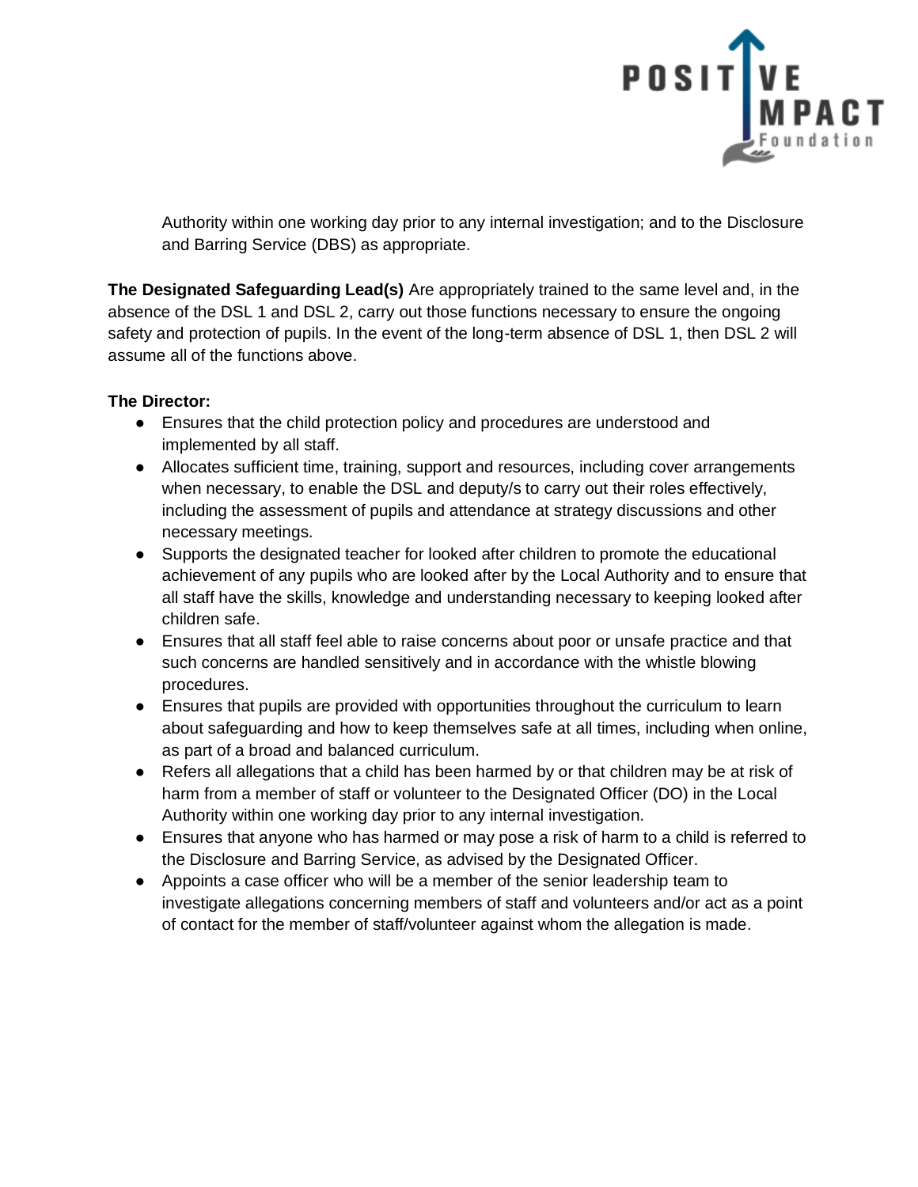Authority within one working day prior to any internal investigation; and to the Disclosure and Barring Service (DBS) as appropriate.

**The Designated Safeguarding Lead(s)** Are appropriately trained to the same level and, in the absence of the DSL 1 and DSL 2, carry out those functions necessary to ensure the ongoing safety and protection of pupils. In the event of the long-term absence of DSL 1, then DSL 2 will assume all of the functions above.

**The Director:**

- Ensures that the child protection policy and procedures are understood and implemented by all staff.
- Allocates sufficient time, training, support and resources, including cover arrangements when necessary, to enable the DSL and deputy/s to carry out their roles effectively, including the assessment of pupils and attendance at strategy discussions and other necessary meetings.
- Supports the designated teacher for looked after children to promote the educational achievement of any pupils who are looked after by the Local Authority and to ensure that all staff have the skills, knowledge and understanding necessary to keeping looked after children safe.
- Ensures that all staff feel able to raise concerns about poor or unsafe practice and that such concerns are handled sensitively and in accordance with the whistle blowing procedures.
- Ensures that pupils are provided with opportunities throughout the curriculum to learn about safeguarding and how to keep themselves safe at all times, including when online, as part of a broad and balanced curriculum.
- Refers all allegations that a child has been harmed by or that children may be at risk of harm from a member of staff or volunteer to the Designated Officer (DO) in the Local Authority within one working day prior to any internal investigation.
- Ensures that anyone who has harmed or may pose a risk of harm to a child is referred to the Disclosure and Barring Service, as advised by the Designated Officer.
- Appoints a case officer who will be a member of the senior leadership team to investigate allegations concerning members of staff and volunteers and/or act as a point of contact for the member of staff/volunteer against whom the allegation is made.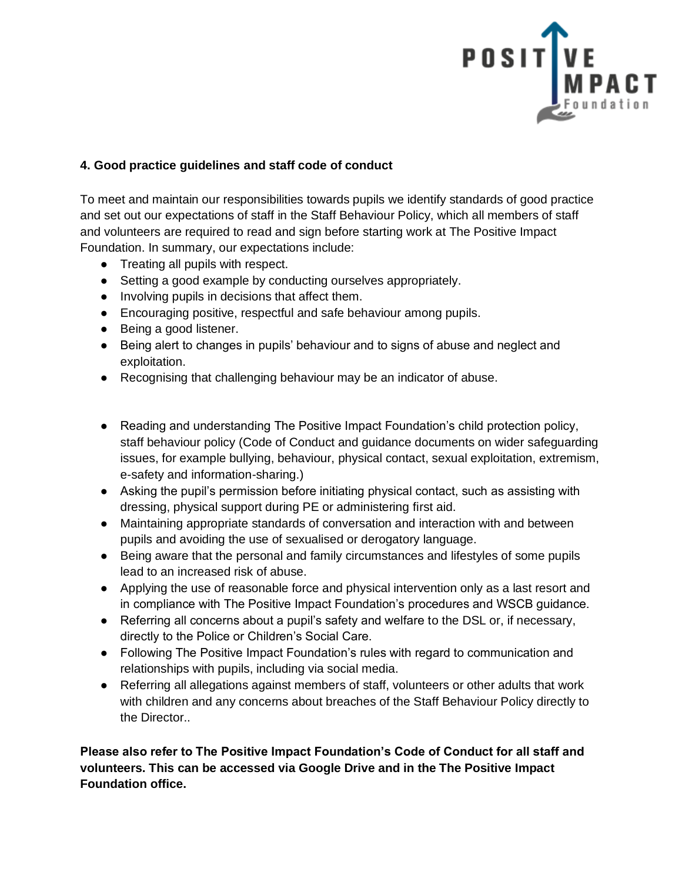## 4. Good practice guidelines and staff code of conduct

To meet and maintain our responsibilities towards pupils we identify standards of good practice and set out our expectations of staff in the Staff Behaviour Policy, which all members of staff and volunteers are required to read and sign before starting work at The Positive Impact Foundation. In summary, our expectations include:

- Treating all pupils with respect.
- Setting a good example by conducting ourselves appropriately.
- Involving pupils in decisions that affect them.
- Encouraging positive, respectful and safe behaviour among pupils.
- Being a good listener.
- Being alert to changes in pupils' behaviour and to signs of abuse and neglect and exploitation.
- Recognising that challenging behaviour may be an indicator of abuse.

- Reading and understanding The Positive Impact Foundation's child protection policy, staff behaviour policy (Code of Conduct and guidance documents on wider safeguarding issues, for example bullying, behaviour, physical contact, sexual exploitation, extremism, e-safety and information-sharing.)
- Asking the pupil's permission before initiating physical contact, such as assisting with dressing, physical support during PE or administering first aid.
- Maintaining appropriate standards of conversation and interaction with and between pupils and avoiding the use of sexualised or derogatory language.
- Being aware that the personal and family circumstances and lifestyles of some pupils lead to an increased risk of abuse.
- Applying the use of reasonable force and physical intervention only as a last resort and in compliance with The Positive Impact Foundation's procedures and WSCB guidance.
- Referring all concerns about a pupil's safety and welfare to the DSL or, if necessary, directly to the Police or Children's Social Care.
- Following The Positive Impact Foundation's rules with regard to communication and relationships with pupils, including via social media.
- Referring all allegations against members of staff, volunteers or other adults that work with children and any concerns about breaches of the Staff Behaviour Policy directly to the Director..

**Please also refer to The Positive Impact Foundation's Code of Conduct for all staff and volunteers. This can be accessed via Google Drive and in the The Positive Impact Foundation office.**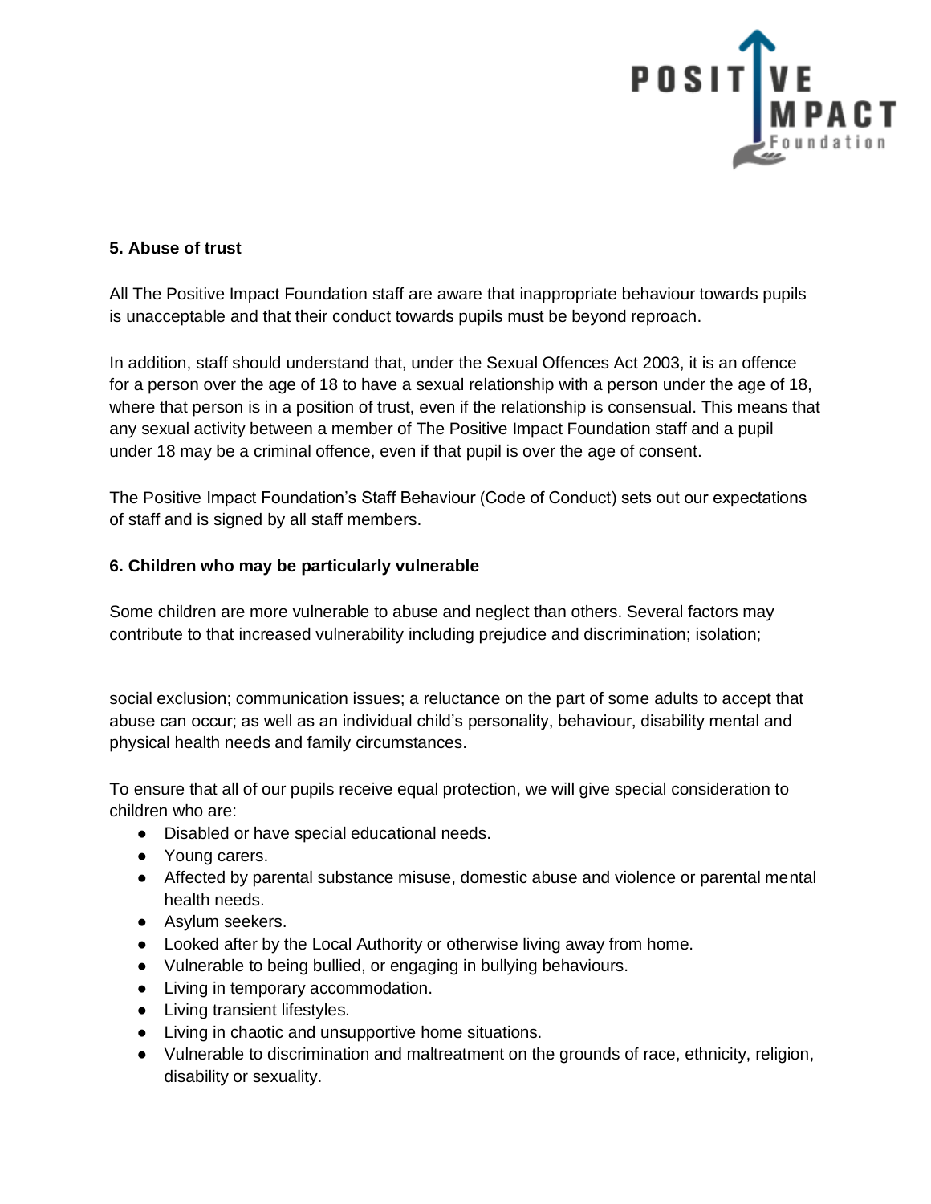## 5. Abuse of trust

All The Positive Impact Foundation staff are aware that inappropriate behaviour towards pupils is unacceptable and that their conduct towards pupils must be beyond reproach.

In addition, staff should understand that, under the Sexual Offences Act 2003, it is an offence for a person over the age of 18 to have a sexual relationship with a person under the age of 18, where that person is in a position of trust, even if the relationship is consensual. This means that any sexual activity between a member of The Positive Impact Foundation staff and a pupil under 18 may be a criminal offence, even if that pupil is over the age of consent.

The Positive Impact Foundation's Staff Behaviour (Code of Conduct) sets out our expectations of staff and is signed by all staff members.

## 6. Children who may be particularly vulnerable

Some children are more vulnerable to abuse and neglect than others. Several factors may contribute to that increased vulnerability including prejudice and discrimination; isolation; social exclusion; communication issues; a reluctance on the part of some adults to accept that abuse can occur; as well as an individual child's personality, behaviour, disability mental and physical health needs and family circumstances.

To ensure that all of our pupils receive equal protection, we will give special consideration to children who are:

- Disabled or have special educational needs.
- Young carers.
- Affected by parental substance misuse, domestic abuse and violence or parental mental health needs.
- Asylum seekers.
- Looked after by the Local Authority or otherwise living away from home.
- Vulnerable to being bullied, or engaging in bullying behaviours.
- Living in temporary accommodation.
- Living transient lifestyles.
- Living in chaotic and unsupportive home situations.
- Vulnerable to discrimination and maltreatment on the grounds of race, ethnicity, religion, disability or sexuality.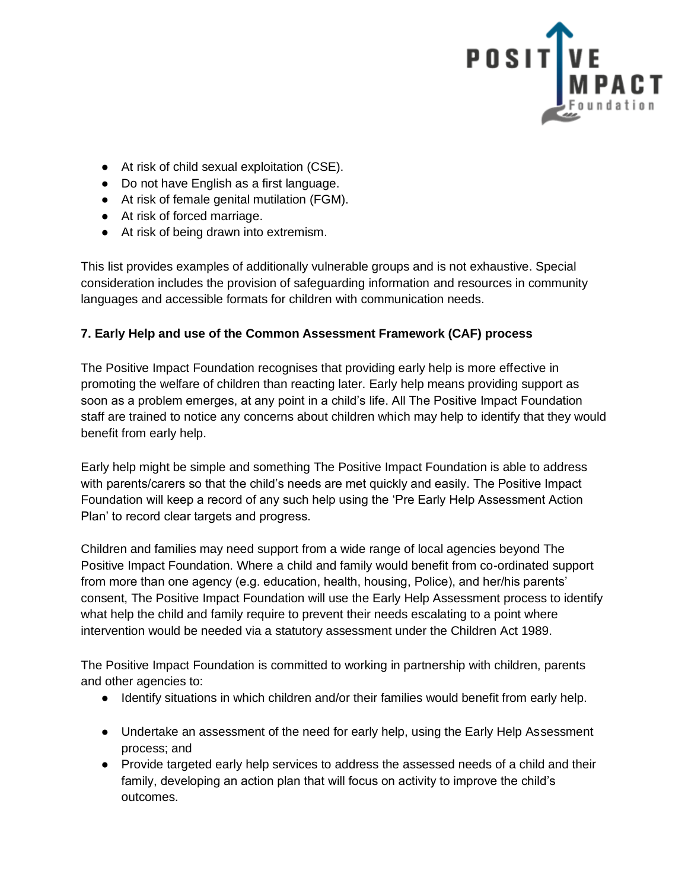- At risk of child sexual exploitation (CSE).
- Do not have English as a first language.
- At risk of female genital mutilation (FGM).
- At risk of forced marriage.
- At risk of being drawn into extremism.

This list provides examples of additionally vulnerable groups and is not exhaustive. Special consideration includes the provision of safeguarding information and resources in community languages and accessible formats for children with communication needs.

**7. Early Help and use of the Common Assessment Framework (CAF) process**

The Positive Impact Foundation recognises that providing early help is more effective in promoting the welfare of children than reacting later. Early help means providing support as soon as a problem emerges, at any point in a child's life. All The Positive Impact Foundation staff are trained to notice any concerns about children which may help to identify that they would benefit from early help.

Early help might be simple and something The Positive Impact Foundation is able to address with parents/carers so that the child's needs are met quickly and easily. The Positive Impact Foundation will keep a record of any such help using the 'Pre Early Help Assessment Action Plan' to record clear targets and progress.

Children and families may need support from a wide range of local agencies beyond The Positive Impact Foundation. Where a child and family would benefit from co-ordinated support from more than one agency (e.g. education, health, housing, Police), and her/his parents' consent, The Positive Impact Foundation will use the Early Help Assessment process to identify what help the child and family require to prevent their needs escalating to a point where intervention would be needed via a statutory assessment under the Children Act 1989.

The Positive Impact Foundation is committed to working in partnership with children, parents and other agencies to:

- Identify situations in which children and/or their families would benefit from early help.
- Undertake an assessment of the need for early help, using the Early Help Assessment process; and
- Provide targeted early help services to address the assessed needs of a child and their family, developing an action plan that will focus on activity to improve the child's outcomes.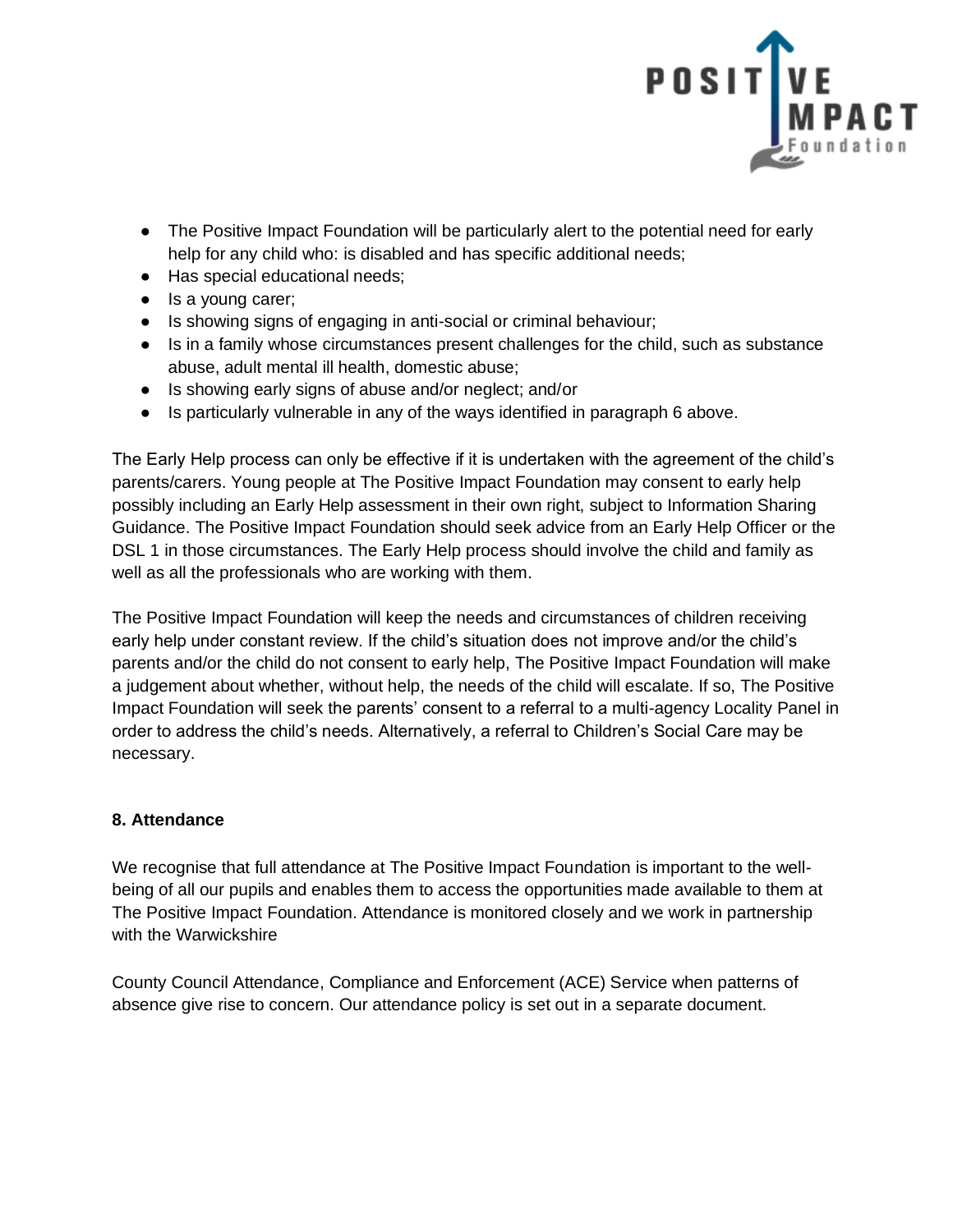- The Positive Impact Foundation will be particularly alert to the potential need for early help for any child who: is disabled and has specific additional needs;
- Has special educational needs;
- Is a young carer;
- Is showing signs of engaging in anti-social or criminal behaviour;
- Is in a family whose circumstances present challenges for the child, such as substance abuse, adult mental ill health, domestic abuse;
- Is showing early signs of abuse and/or neglect; and/or
- Is particularly vulnerable in any of the ways identified in paragraph 6 above.

The Early Help process can only be effective if it is undertaken with the agreement of the child's parents/carers. Young people at The Positive Impact Foundation may consent to early help possibly including an Early Help assessment in their own right, subject to Information Sharing Guidance. The Positive Impact Foundation should seek advice from an Early Help Officer or the DSL 1 in those circumstances. The Early Help process should involve the child and family as well as all the professionals who are working with them.

The Positive Impact Foundation will keep the needs and circumstances of children receiving early help under constant review. If the child's situation does not improve and/or the child's parents and/or the child do not consent to early help, The Positive Impact Foundation will make a judgement about whether, without help, the needs of the child will escalate. If so, The Positive Impact Foundation will seek the parents' consent to a referral to a multi-agency Locality Panel in order to address the child's needs. Alternatively, a referral to Children's Social Care may be necessary.

**8. Attendance**

We recognise that full attendance at The Positive Impact Foundation is important to the well-being of all our pupils and enables them to access the opportunities made available to them at The Positive Impact Foundation. Attendance is monitored closely and we work in partnership with the Warwickshire

County Council Attendance, Compliance and Enforcement (ACE) Service when patterns of absence give rise to concern. Our attendance policy is set out in a separate document.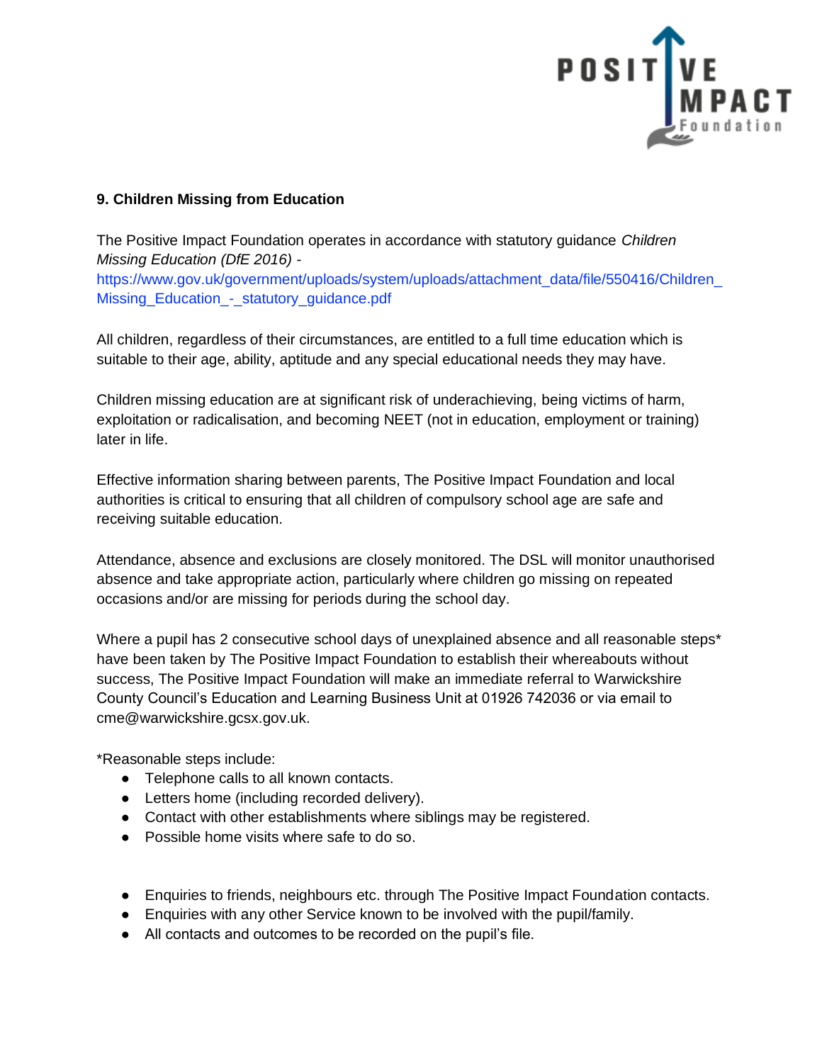### 9. Children Missing from Education

The Positive Impact Foundation operates in accordance with statutory guidance *Children Missing Education (DfE 2016)* - https://www.gov.uk/government/uploads/system/uploads/attachment_data/file/550416/Children_Missing_Education_-_statutory_guidance.pdf

All children, regardless of their circumstances, are entitled to a full time education which is suitable to their age, ability, aptitude and any special educational needs they may have.

Children missing education are at significant risk of underachieving, being victims of harm, exploitation or radicalisation, and becoming NEET (not in education, employment or training) later in life.

Effective information sharing between parents, The Positive Impact Foundation and local authorities is critical to ensuring that all children of compulsory school age are safe and receiving suitable education.

Attendance, absence and exclusions are closely monitored. The DSL will monitor unauthorised absence and take appropriate action, particularly where children go missing on repeated occasions and/or are missing for periods during the school day.

Where a pupil has 2 consecutive school days of unexplained absence and all reasonable steps* have been taken by The Positive Impact Foundation to establish their whereabouts without success, The Positive Impact Foundation will make an immediate referral to Warwickshire County Council's Education and Learning Business Unit at 01926 742036 or via email to cme@warwickshire.gcsx.gov.uk.

*Reasonable steps include:

- Telephone calls to all known contacts.
- Letters home (including recorded delivery).
- Contact with other establishments where siblings may be registered.
- Possible home visits where safe to do so.
- Enquiries to friends, neighbours etc. through The Positive Impact Foundation contacts.
- Enquiries with any other Service known to be involved with the pupil/family.
- All contacts and outcomes to be recorded on the pupil's file.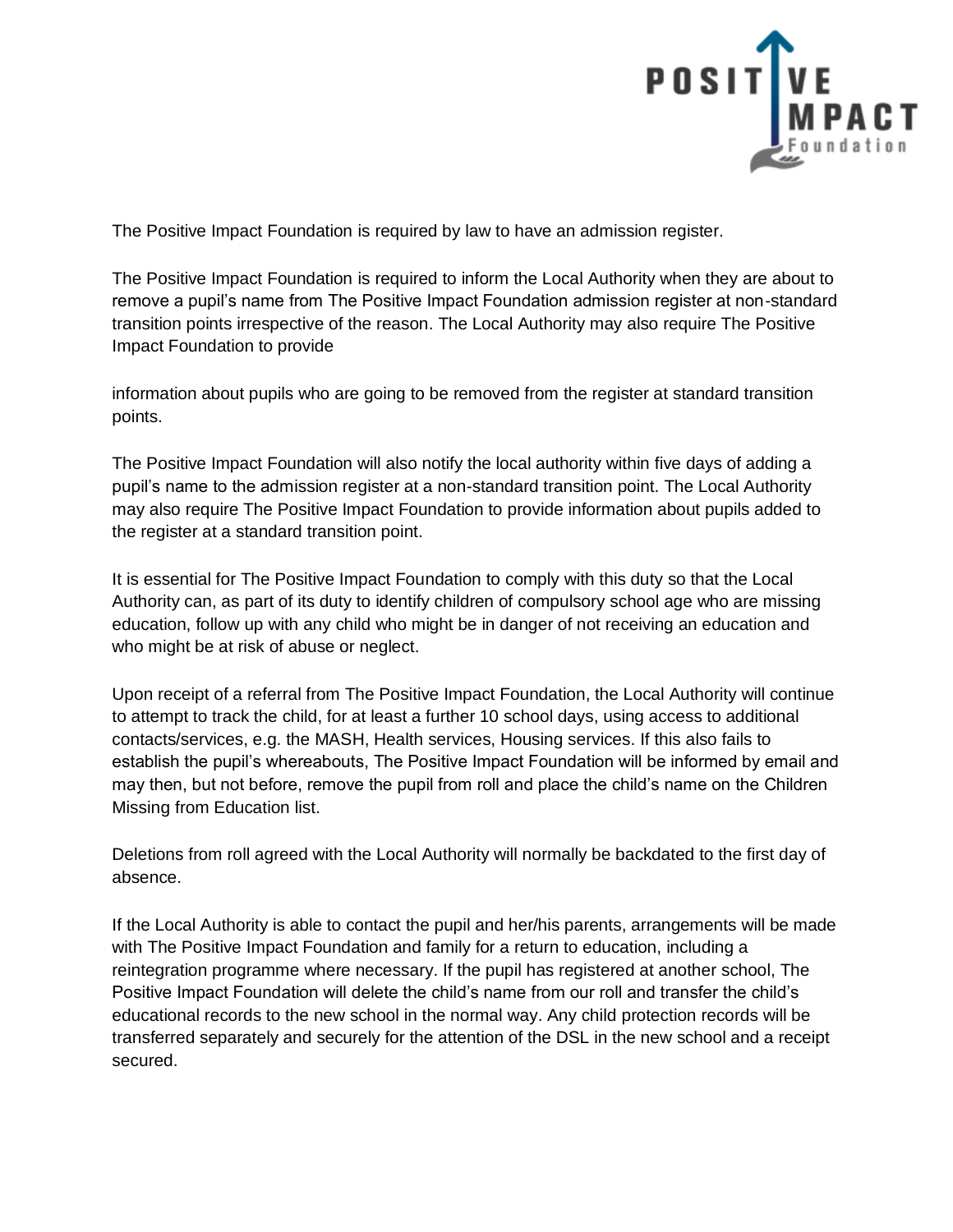The Positive Impact Foundation is required by law to have an admission register.

The Positive Impact Foundation is required to inform the Local Authority when they are about to remove a pupil's name from The Positive Impact Foundation admission register at non-standard transition points irrespective of the reason. The Local Authority may also require The Positive Impact Foundation to provide

information about pupils who are going to be removed from the register at standard transition points.

The Positive Impact Foundation will also notify the local authority within five days of adding a pupil's name to the admission register at a non-standard transition point. The Local Authority may also require The Positive Impact Foundation to provide information about pupils added to the register at a standard transition point.

It is essential for The Positive Impact Foundation to comply with this duty so that the Local Authority can, as part of its duty to identify children of compulsory school age who are missing education, follow up with any child who might be in danger of not receiving an education and who might be at risk of abuse or neglect.

Upon receipt of a referral from The Positive Impact Foundation, the Local Authority will continue to attempt to track the child, for at least a further 10 school days, using access to additional contacts/services, e.g. the MASH, Health services, Housing services. If this also fails to establish the pupil's whereabouts, The Positive Impact Foundation will be informed by email and may then, but not before, remove the pupil from roll and place the child's name on the Children Missing from Education list.

Deletions from roll agreed with the Local Authority will normally be backdated to the first day of absence.

If the Local Authority is able to contact the pupil and her/his parents, arrangements will be made with The Positive Impact Foundation and family for a return to education, including a reintegration programme where necessary. If the pupil has registered at another school, The Positive Impact Foundation will delete the child's name from our roll and transfer the child's educational records to the new school in the normal way. Any child protection records will be transferred separately and securely for the attention of the DSL in the new school and a receipt secured.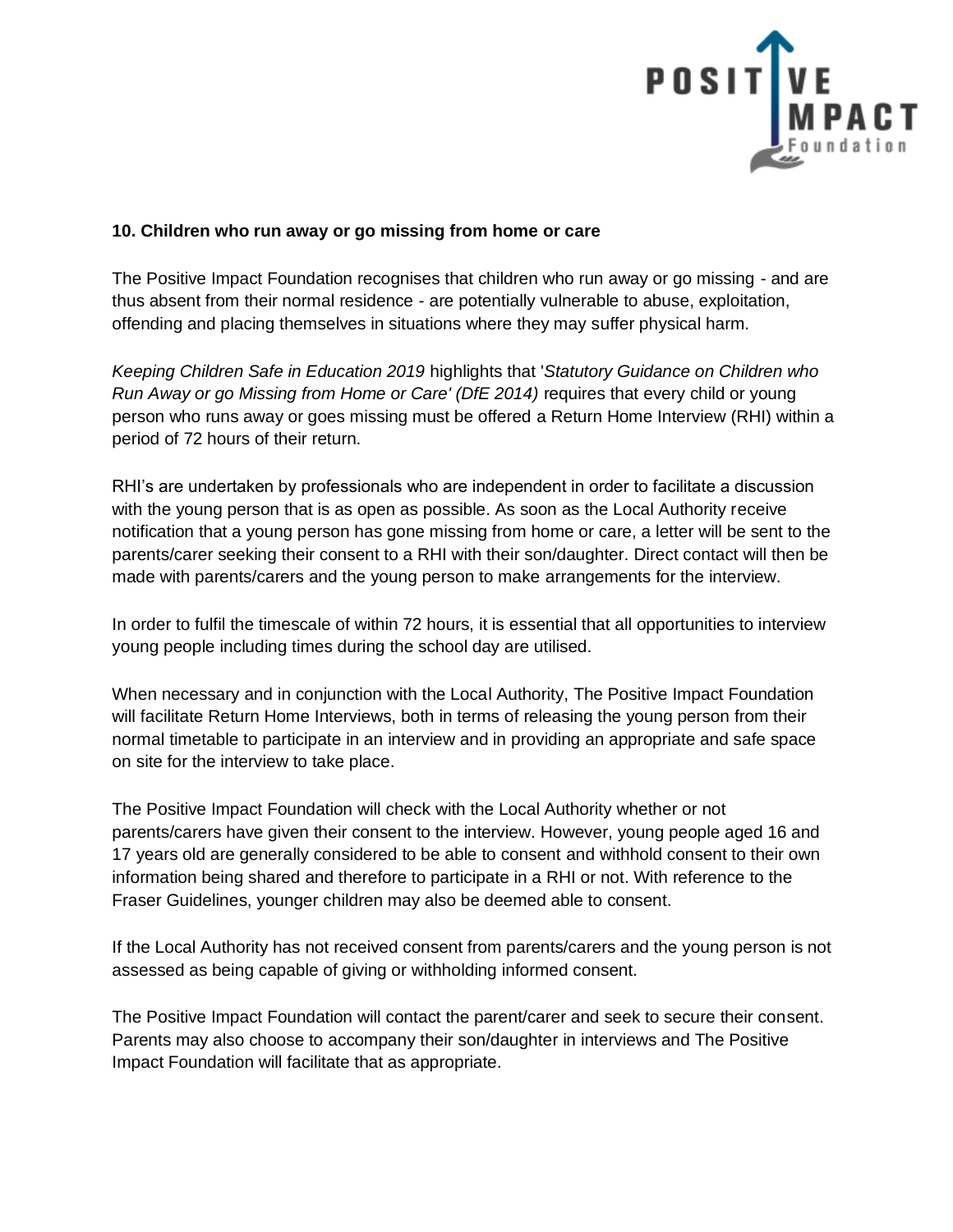**10. Children who run away or go missing from home or care**

The Positive Impact Foundation recognises that children who run away or go missing - and are thus absent from their normal residence - are potentially vulnerable to abuse, exploitation, offending and placing themselves in situations where they may suffer physical harm.

*Keeping Children Safe in Education 2019* highlights that '*Statutory Guidance on Children who Run Away or go Missing from Home or Care' (DfE 2014)* requires that every child or young person who runs away or goes missing must be offered a Return Home Interview (RHI) within a period of 72 hours of their return.

RHI's are undertaken by professionals who are independent in order to facilitate a discussion with the young person that is as open as possible. As soon as the Local Authority receive notification that a young person has gone missing from home or care, a letter will be sent to the parents/carer seeking their consent to a RHI with their son/daughter. Direct contact will then be made with parents/carers and the young person to make arrangements for the interview.

In order to fulfil the timescale of within 72 hours, it is essential that all opportunities to interview young people including times during the school day are utilised.

When necessary and in conjunction with the Local Authority, The Positive Impact Foundation will facilitate Return Home Interviews, both in terms of releasing the young person from their normal timetable to participate in an interview and in providing an appropriate and safe space on site for the interview to take place.

The Positive Impact Foundation will check with the Local Authority whether or not parents/carers have given their consent to the interview. However, young people aged 16 and 17 years old are generally considered to be able to consent and withhold consent to their own information being shared and therefore to participate in a RHI or not. With reference to the Fraser Guidelines, younger children may also be deemed able to consent.

If the Local Authority has not received consent from parents/carers and the young person is not assessed as being capable of giving or withholding informed consent.

The Positive Impact Foundation will contact the parent/carer and seek to secure their consent. Parents may also choose to accompany their son/daughter in interviews and The Positive Impact Foundation will facilitate that as appropriate.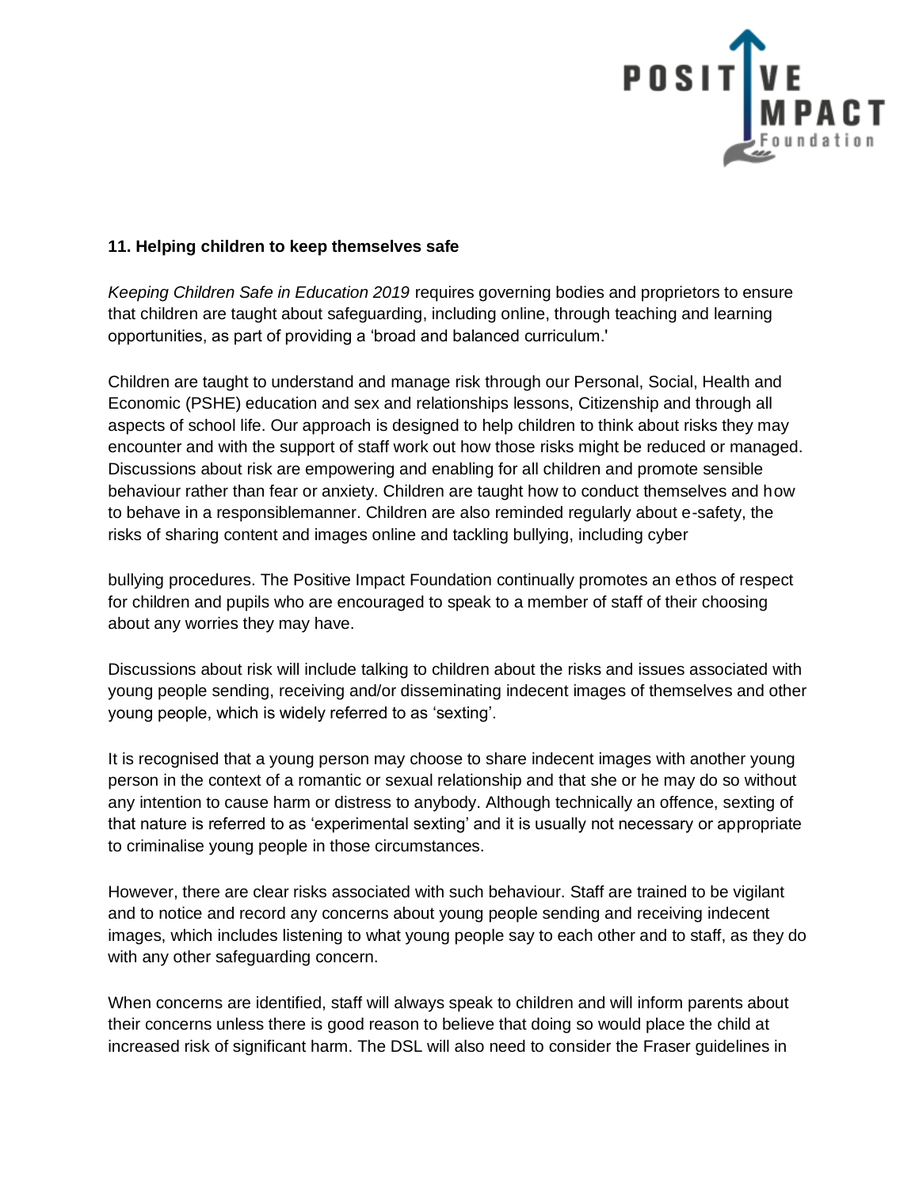**11. Helping children to keep themselves safe**

*Keeping Children Safe in Education 2019* requires governing bodies and proprietors to ensure that children are taught about safeguarding, including online, through teaching and learning opportunities, as part of providing a 'broad and balanced curriculum.'

Children are taught to understand and manage risk through our Personal, Social, Health and Economic (PSHE) education and sex and relationships lessons, Citizenship and through all aspects of school life. Our approach is designed to help children to think about risks they may encounter and with the support of staff work out how those risks might be reduced or managed. Discussions about risk are empowering and enabling for all children and promote sensible behaviour rather than fear or anxiety. Children are taught how to conduct themselves and how to behave in a responsiblemanner. Children are also reminded regularly about e-safety, the risks of sharing content and images online and tackling bullying, including cyber

bullying procedures. The Positive Impact Foundation continually promotes an ethos of respect for children and pupils who are encouraged to speak to a member of staff of their choosing about any worries they may have.

Discussions about risk will include talking to children about the risks and issues associated with young people sending, receiving and/or disseminating indecent images of themselves and other young people, which is widely referred to as 'sexting'.

It is recognised that a young person may choose to share indecent images with another young person in the context of a romantic or sexual relationship and that she or he may do so without any intention to cause harm or distress to anybody. Although technically an offence, sexting of that nature is referred to as 'experimental sexting' and it is usually not necessary or appropriate to criminalise young people in those circumstances.

However, there are clear risks associated with such behaviour. Staff are trained to be vigilant and to notice and record any concerns about young people sending and receiving indecent images, which includes listening to what young people say to each other and to staff, as they do with any other safeguarding concern.

When concerns are identified, staff will always speak to children and will inform parents about their concerns unless there is good reason to believe that doing so would place the child at increased risk of significant harm. The DSL will also need to consider the Fraser guidelines in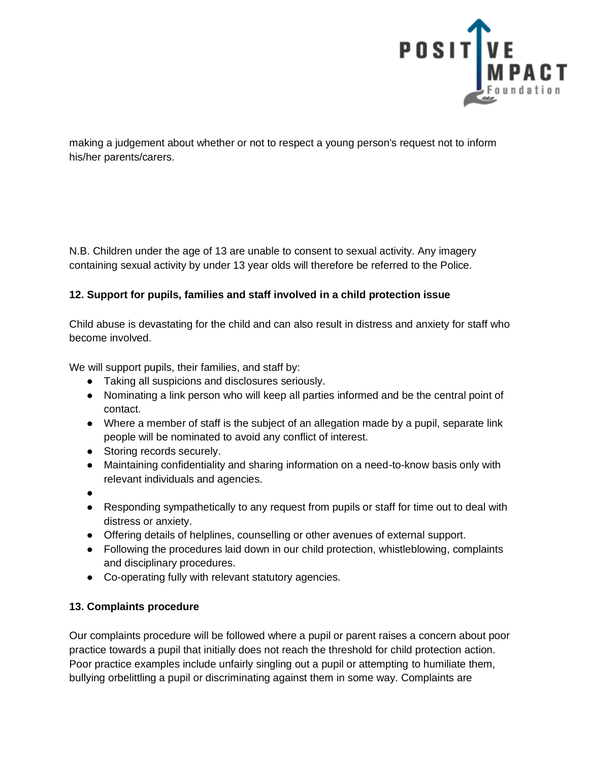making a judgement about whether or not to respect a young person's request not to inform his/her parents/carers.

N.B. Children under the age of 13 are unable to consent to sexual activity. Any imagery containing sexual activity by under 13 year olds will therefore be referred to the Police.

**12. Support for pupils, families and staff involved in a child protection issue**

Child abuse is devastating for the child and can also result in distress and anxiety for staff who become involved.

We will support pupils, their families, and staff by:

- Taking all suspicions and disclosures seriously.
- Nominating a link person who will keep all parties informed and be the central point of contact.
- Where a member of staff is the subject of an allegation made by a pupil, separate link people will be nominated to avoid any conflict of interest.
- Storing records securely.
- Maintaining confidentiality and sharing information on a need-to-know basis only with relevant individuals and agencies.
- 
- Responding sympathetically to any request from pupils or staff for time out to deal with distress or anxiety.
- Offering details of helplines, counselling or other avenues of external support.
- Following the procedures laid down in our child protection, whistleblowing, complaints and disciplinary procedures.
- Co-operating fully with relevant statutory agencies.

**13. Complaints procedure**

Our complaints procedure will be followed where a pupil or parent raises a concern about poor practice towards a pupil that initially does not reach the threshold for child protection action. Poor practice examples include unfairly singling out a pupil or attempting to humiliate them, bullying orbelittling a pupil or discriminating against them in some way. Complaints are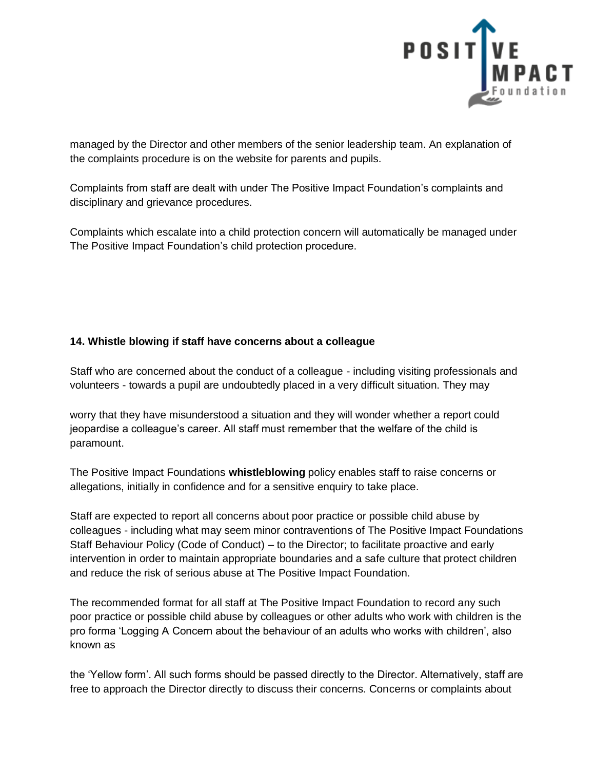managed by the Director and other members of the senior leadership team. An explanation of the complaints procedure is on the website for parents and pupils.

Complaints from staff are dealt with under The Positive Impact Foundation's complaints and disciplinary and grievance procedures.

Complaints which escalate into a child protection concern will automatically be managed under The Positive Impact Foundation's child protection procedure.

## 14. Whistle blowing if staff have concerns about a colleague

Staff who are concerned about the conduct of a colleague - including visiting professionals and volunteers - towards a pupil are undoubtedly placed in a very difficult situation. They may worry that they have misunderstood a situation and they will wonder whether a report could jeopardise a colleague's career. All staff must remember that the welfare of the child is paramount.

The Positive Impact Foundations **whistleblowing** policy enables staff to raise concerns or allegations, initially in confidence and for a sensitive enquiry to take place.

Staff are expected to report all concerns about poor practice or possible child abuse by colleagues - including what may seem minor contraventions of The Positive Impact Foundations Staff Behaviour Policy (Code of Conduct) – to the Director; to facilitate proactive and early intervention in order to maintain appropriate boundaries and a safe culture that protect children and reduce the risk of serious abuse at The Positive Impact Foundation.

The recommended format for all staff at The Positive Impact Foundation to record any such poor practice or possible child abuse by colleagues or other adults who work with children is the pro forma 'Logging A Concern about the behaviour of an adults who works with children', also known as the 'Yellow form'. All such forms should be passed directly to the Director. Alternatively, staff are free to approach the Director directly to discuss their concerns. Concerns or complaints about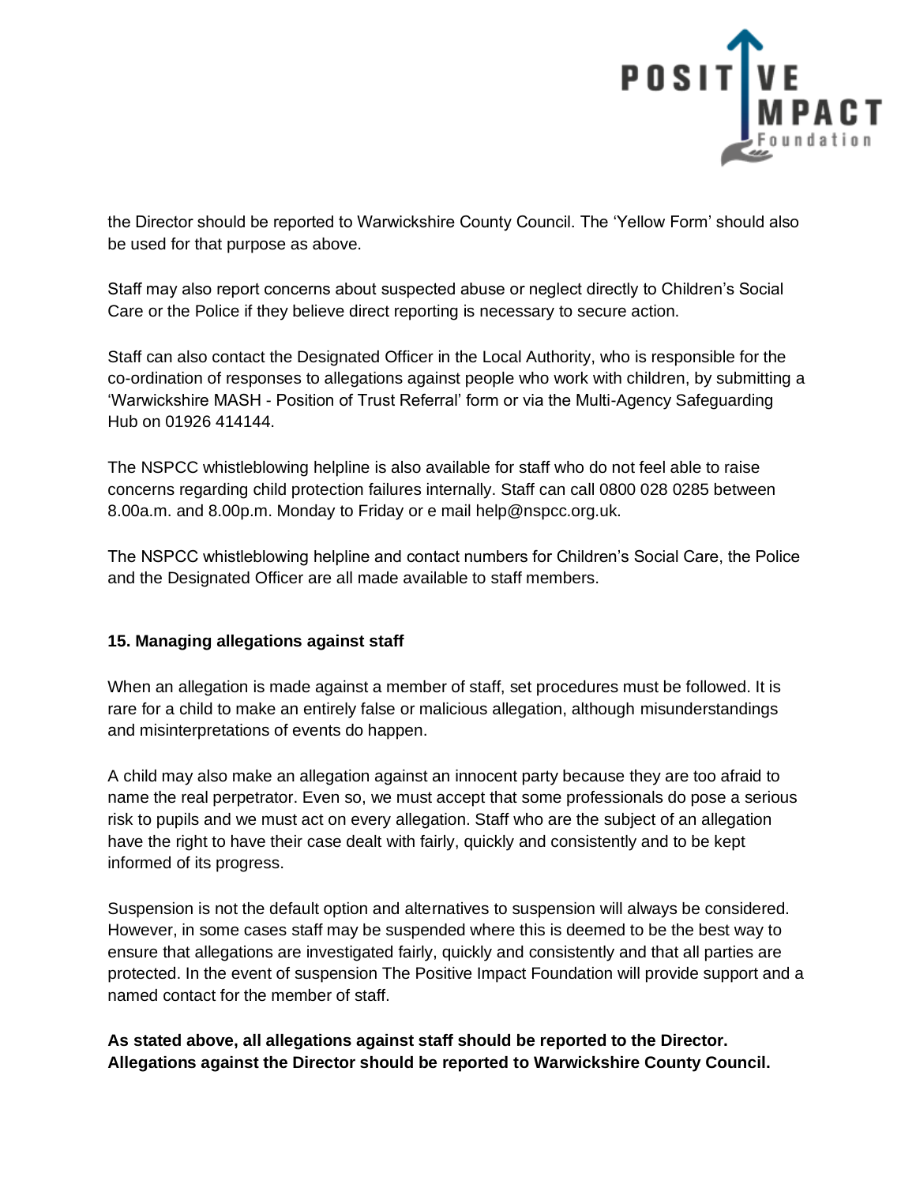the Director should be reported to Warwickshire County Council. The 'Yellow Form' should also be used for that purpose as above.

Staff may also report concerns about suspected abuse or neglect directly to Children's Social Care or the Police if they believe direct reporting is necessary to secure action.

Staff can also contact the Designated Officer in the Local Authority, who is responsible for the co-ordination of responses to allegations against people who work with children, by submitting a 'Warwickshire MASH - Position of Trust Referral' form or via the Multi-Agency Safeguarding Hub on 01926 414144.

The NSPCC whistleblowing helpline is also available for staff who do not feel able to raise concerns regarding child protection failures internally. Staff can call 0800 028 0285 between 8.00a.m. and 8.00p.m. Monday to Friday or e mail help@nspcc.org.uk.

The NSPCC whistleblowing helpline and contact numbers for Children's Social Care, the Police and the Designated Officer are all made available to staff members.

**15. Managing allegations against staff**

When an allegation is made against a member of staff, set procedures must be followed. It is rare for a child to make an entirely false or malicious allegation, although misunderstandings and misinterpretations of events do happen.

A child may also make an allegation against an innocent party because they are too afraid to name the real perpetrator. Even so, we must accept that some professionals do pose a serious risk to pupils and we must act on every allegation. Staff who are the subject of an allegation have the right to have their case dealt with fairly, quickly and consistently and to be kept informed of its progress.

Suspension is not the default option and alternatives to suspension will always be considered. However, in some cases staff may be suspended where this is deemed to be the best way to ensure that allegations are investigated fairly, quickly and consistently and that all parties are protected. In the event of suspension The Positive Impact Foundation will provide support and a named contact for the member of staff.

**As stated above, all allegations against staff should be reported to the Director. Allegations against the Director should be reported to Warwickshire County Council.**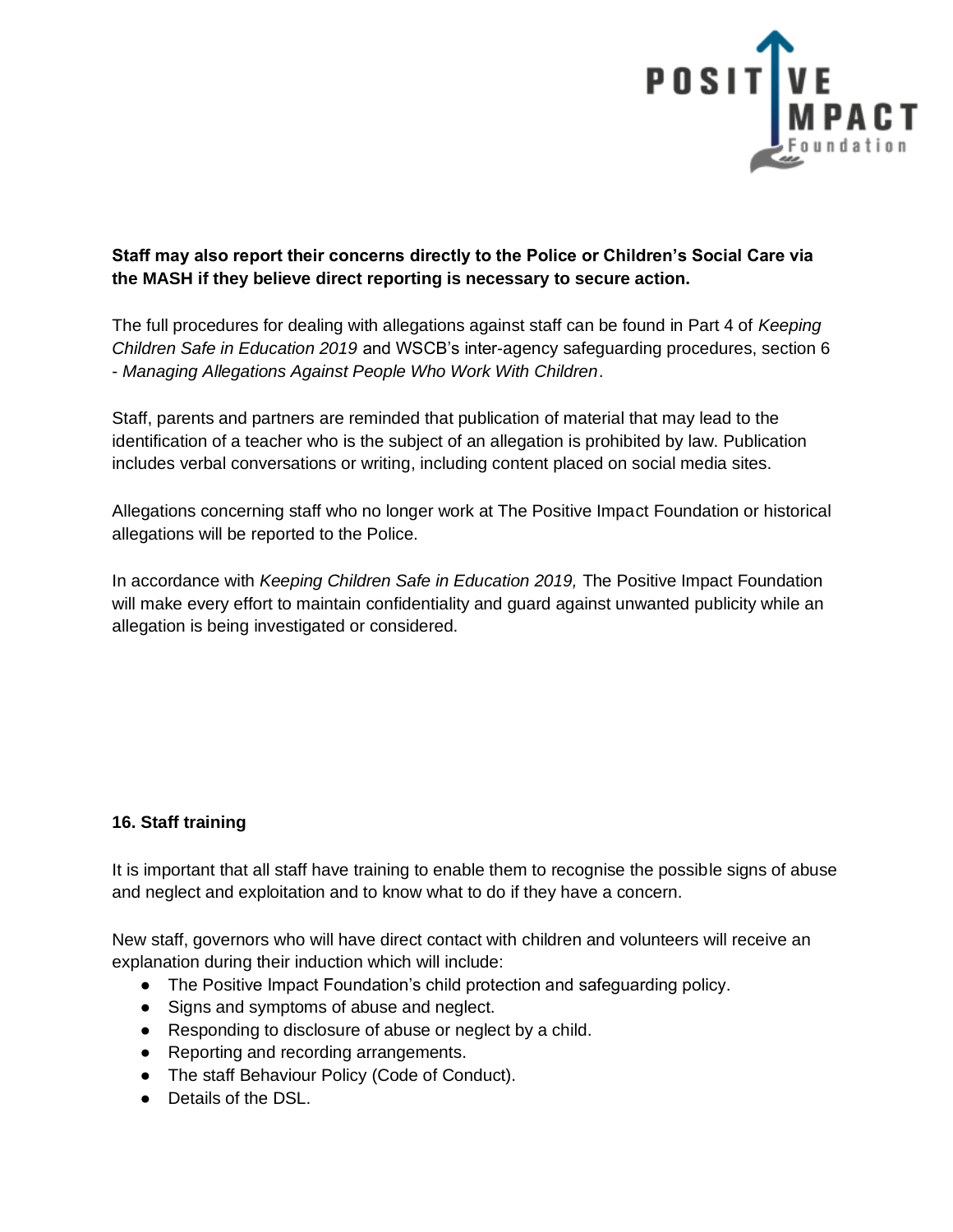**Staff may also report their concerns directly to the Police or Children's Social Care via the MASH if they believe direct reporting is necessary to secure action.**

The full procedures for dealing with allegations against staff can be found in Part 4 of *Keeping Children Safe in Education 2019* and WSCB's inter-agency safeguarding procedures, section 6 - *Managing Allegations Against People Who Work With Children*.

Staff, parents and partners are reminded that publication of material that may lead to the identification of a teacher who is the subject of an allegation is prohibited by law. Publication includes verbal conversations or writing, including content placed on social media sites.

Allegations concerning staff who no longer work at The Positive Impact Foundation or historical allegations will be reported to the Police.

In accordance with *Keeping Children Safe in Education 2019,* The Positive Impact Foundation will make every effort to maintain confidentiality and guard against unwanted publicity while an allegation is being investigated or considered.

## 16. Staff training

It is important that all staff have training to enable them to recognise the possible signs of abuse and neglect and exploitation and to know what to do if they have a concern.

New staff, governors who will have direct contact with children and volunteers will receive an explanation during their induction which will include:

- The Positive Impact Foundation's child protection and safeguarding policy.
- Signs and symptoms of abuse and neglect.
- Responding to disclosure of abuse or neglect by a child.
- Reporting and recording arrangements.
- The staff Behaviour Policy (Code of Conduct).
- Details of the DSL.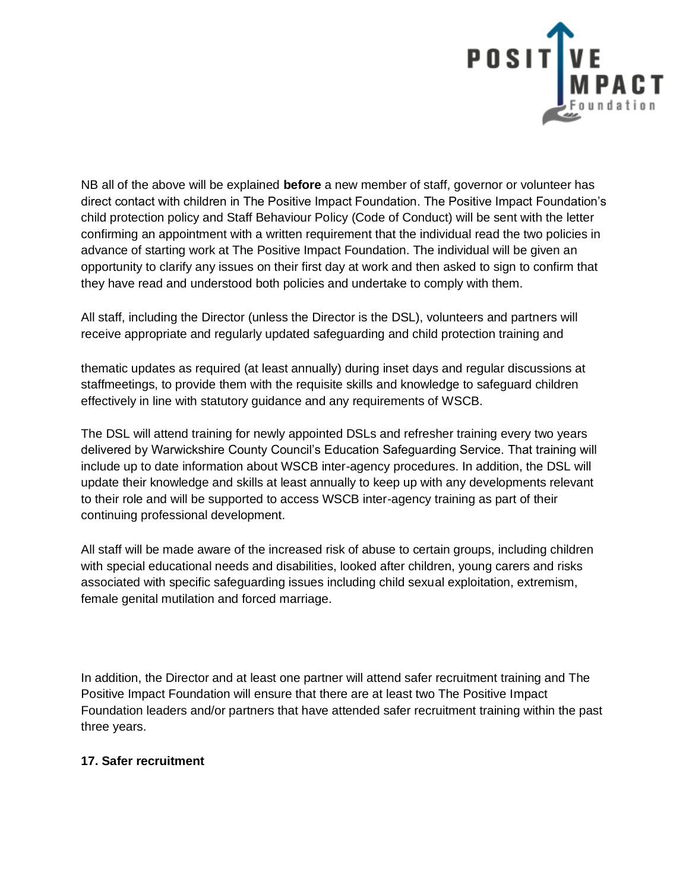NB all of the above will be explained **before** a new member of staff, governor or volunteer has direct contact with children in The Positive Impact Foundation. The Positive Impact Foundation's child protection policy and Staff Behaviour Policy (Code of Conduct) will be sent with the letter confirming an appointment with a written requirement that the individual read the two policies in advance of starting work at The Positive Impact Foundation. The individual will be given an opportunity to clarify any issues on their first day at work and then asked to sign to confirm that they have read and understood both policies and undertake to comply with them.

All staff, including the Director (unless the Director is the DSL), volunteers and partners will receive appropriate and regularly updated safeguarding and child protection training and

thematic updates as required (at least annually) during inset days and regular discussions at staffmeetings, to provide them with the requisite skills and knowledge to safeguard children effectively in line with statutory guidance and any requirements of WSCB.

The DSL will attend training for newly appointed DSLs and refresher training every two years delivered by Warwickshire County Council's Education Safeguarding Service. That training will include up to date information about WSCB inter-agency procedures. In addition, the DSL will update their knowledge and skills at least annually to keep up with any developments relevant to their role and will be supported to access WSCB inter-agency training as part of their continuing professional development.

All staff will be made aware of the increased risk of abuse to certain groups, including children with special educational needs and disabilities, looked after children, young carers and risks associated with specific safeguarding issues including child sexual exploitation, extremism, female genital mutilation and forced marriage.

In addition, the Director and at least one partner will attend safer recruitment training and The Positive Impact Foundation will ensure that there are at least two The Positive Impact Foundation leaders and/or partners that have attended safer recruitment training within the past three years.

**17. Safer recruitment**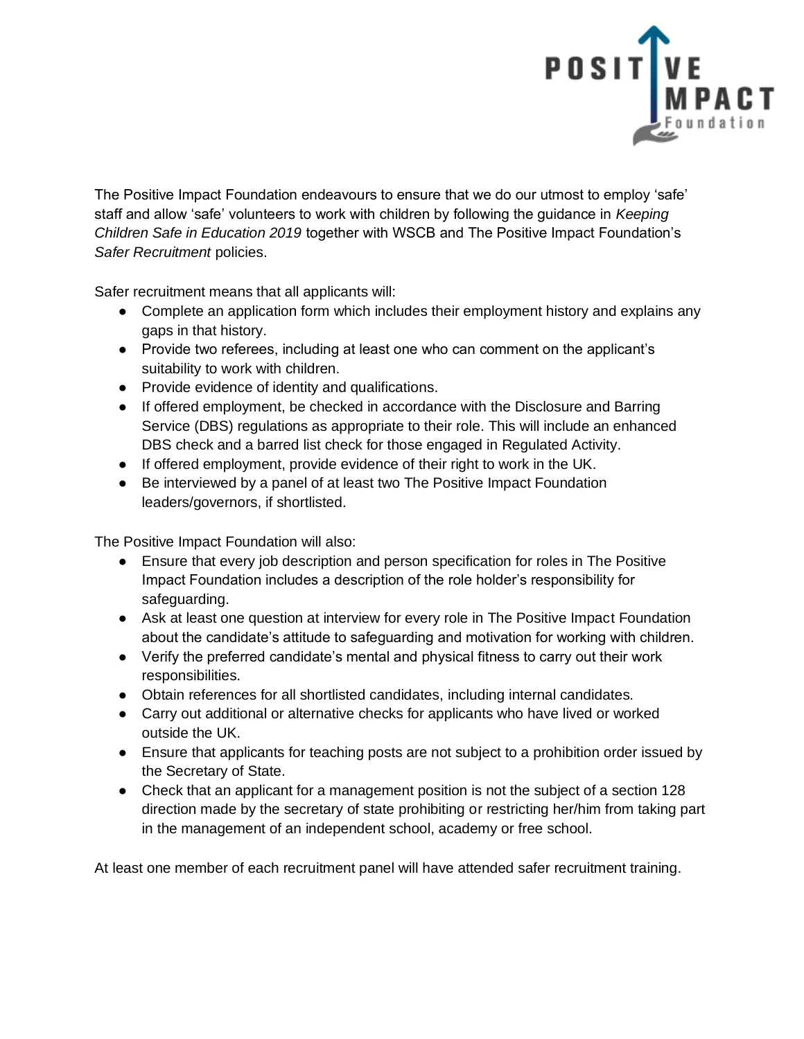The Positive Impact Foundation endeavours to ensure that we do our utmost to employ 'safe' staff and allow 'safe' volunteers to work with children by following the guidance in *Keeping Children Safe in Education 2019* together with WSCB and The Positive Impact Foundation's *Safer Recruitment* policies.

Safer recruitment means that all applicants will:

- Complete an application form which includes their employment history and explains any gaps in that history.
- Provide two referees, including at least one who can comment on the applicant's suitability to work with children.
- Provide evidence of identity and qualifications.
- If offered employment, be checked in accordance with the Disclosure and Barring Service (DBS) regulations as appropriate to their role. This will include an enhanced DBS check and a barred list check for those engaged in Regulated Activity.
- If offered employment, provide evidence of their right to work in the UK.
- Be interviewed by a panel of at least two The Positive Impact Foundation leaders/governors, if shortlisted.

The Positive Impact Foundation will also:

- Ensure that every job description and person specification for roles in The Positive Impact Foundation includes a description of the role holder's responsibility for safeguarding.
- Ask at least one question at interview for every role in The Positive Impact Foundation about the candidate's attitude to safeguarding and motivation for working with children.
- Verify the preferred candidate's mental and physical fitness to carry out their work responsibilities.
- Obtain references for all shortlisted candidates, including internal candidates.
- Carry out additional or alternative checks for applicants who have lived or worked outside the UK.
- Ensure that applicants for teaching posts are not subject to a prohibition order issued by the Secretary of State.
- Check that an applicant for a management position is not the subject of a section 128 direction made by the secretary of state prohibiting or restricting her/him from taking part in the management of an independent school, academy or free school.

At least one member of each recruitment panel will have attended safer recruitment training.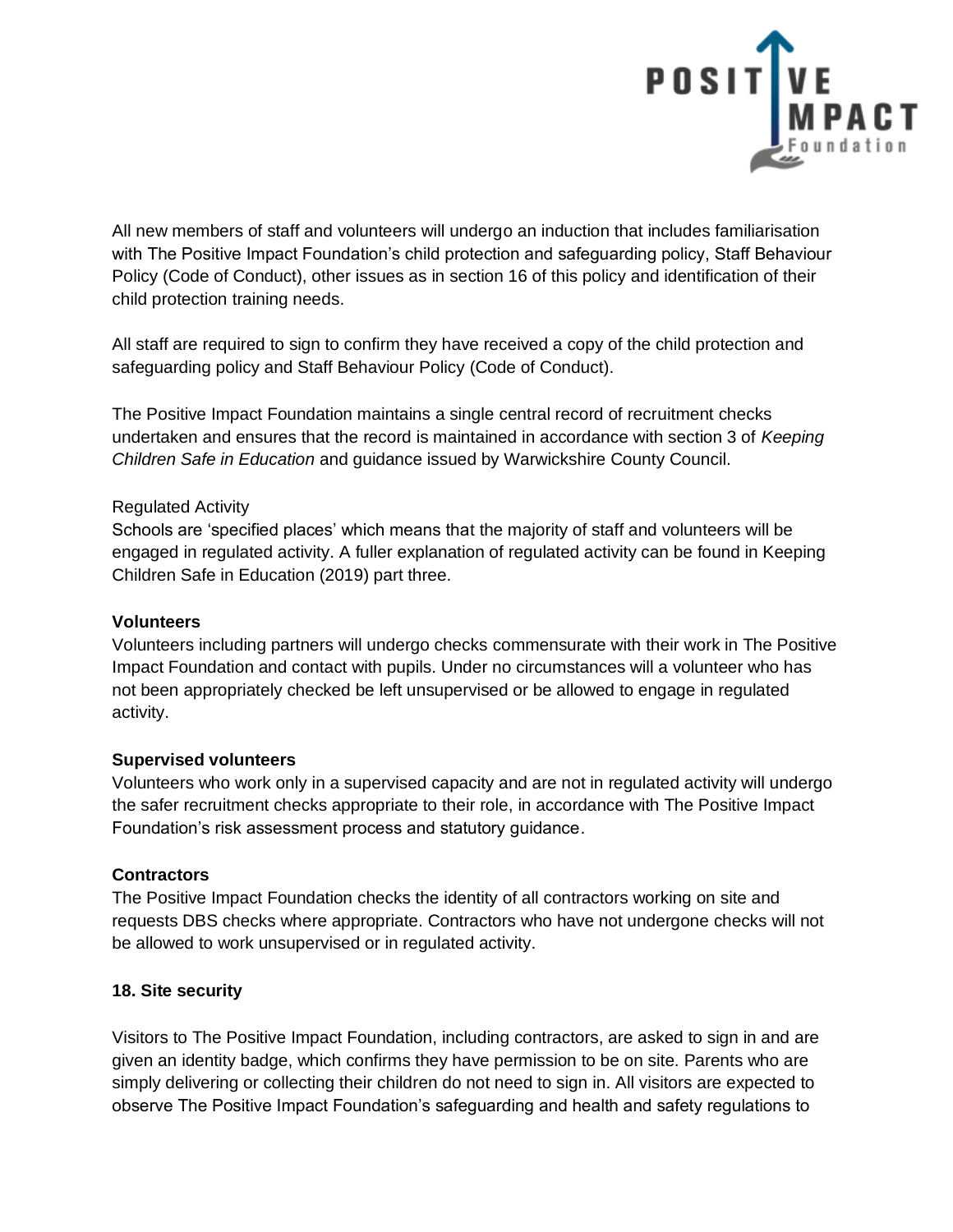All new members of staff and volunteers will undergo an induction that includes familiarisation with The Positive Impact Foundation's child protection and safeguarding policy, Staff Behaviour Policy (Code of Conduct), other issues as in section 16 of this policy and identification of their child protection training needs.

All staff are required to sign to confirm they have received a copy of the child protection and safeguarding policy and Staff Behaviour Policy (Code of Conduct).

The Positive Impact Foundation maintains a single central record of recruitment checks undertaken and ensures that the record is maintained in accordance with section 3 of *Keeping Children Safe in Education* and guidance issued by Warwickshire County Council.

Regulated Activity
Schools are 'specified places' which means that the majority of staff and volunteers will be engaged in regulated activity. A fuller explanation of regulated activity can be found in Keeping Children Safe in Education (2019) part three.

**Volunteers**
Volunteers including partners will undergo checks commensurate with their work in The Positive Impact Foundation and contact with pupils. Under no circumstances will a volunteer who has not been appropriately checked be left unsupervised or be allowed to engage in regulated activity.

**Supervised volunteers**
Volunteers who work only in a supervised capacity and are not in regulated activity will undergo the safer recruitment checks appropriate to their role, in accordance with The Positive Impact Foundation's risk assessment process and statutory guidance.

**Contractors**
The Positive Impact Foundation checks the identity of all contractors working on site and requests DBS checks where appropriate. Contractors who have not undergone checks will not be allowed to work unsupervised or in regulated activity.

## 18. Site security

Visitors to The Positive Impact Foundation, including contractors, are asked to sign in and are given an identity badge, which confirms they have permission to be on site. Parents who are simply delivering or collecting their children do not need to sign in. All visitors are expected to observe The Positive Impact Foundation's safeguarding and health and safety regulations to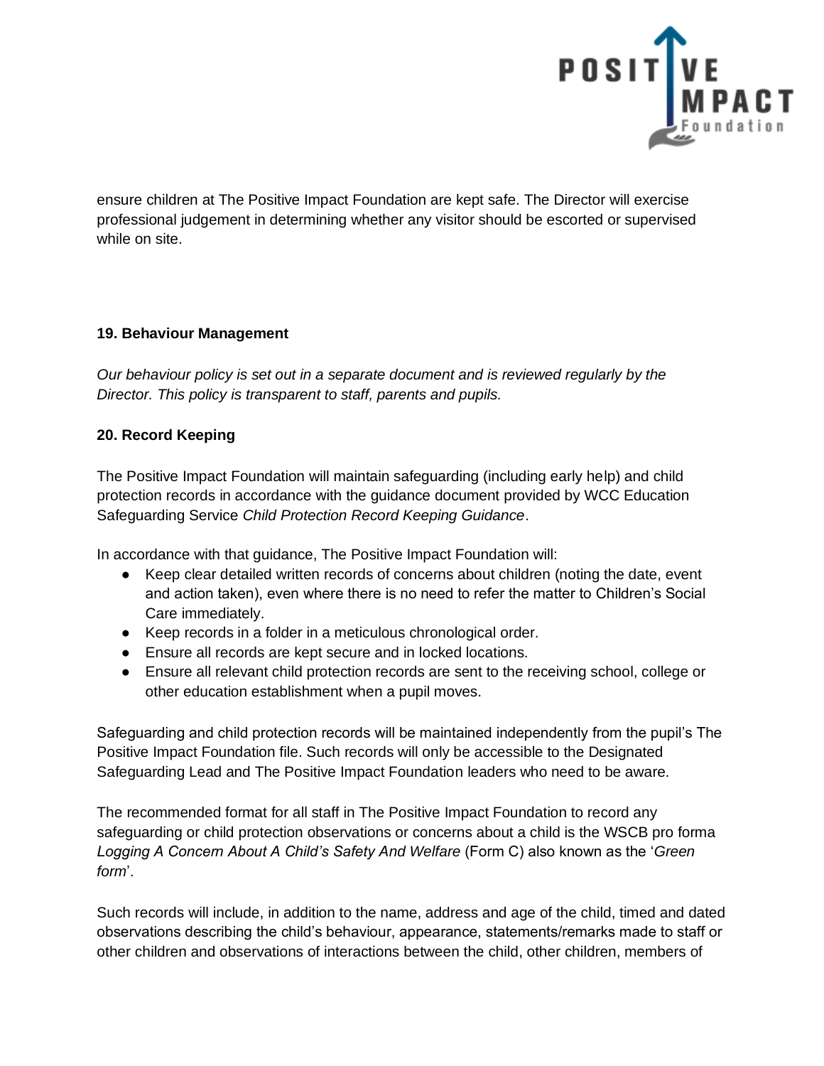ensure children at The Positive Impact Foundation are kept safe. The Director will exercise professional judgement in determining whether any visitor should be escorted or supervised while on site.

**19. Behaviour Management**

*Our behaviour policy is set out in a separate document and is reviewed regularly by the Director. This policy is transparent to staff, parents and pupils.*

**20. Record Keeping**

The Positive Impact Foundation will maintain safeguarding (including early help) and child protection records in accordance with the guidance document provided by WCC Education Safeguarding Service *Child Protection Record Keeping Guidance*.

In accordance with that guidance, The Positive Impact Foundation will:

- Keep clear detailed written records of concerns about children (noting the date, event and action taken), even where there is no need to refer the matter to Children's Social Care immediately.
- Keep records in a folder in a meticulous chronological order.
- Ensure all records are kept secure and in locked locations.
- Ensure all relevant child protection records are sent to the receiving school, college or other education establishment when a pupil moves.

Safeguarding and child protection records will be maintained independently from the pupil's The Positive Impact Foundation file. Such records will only be accessible to the Designated Safeguarding Lead and The Positive Impact Foundation leaders who need to be aware.

The recommended format for all staff in The Positive Impact Foundation to record any safeguarding or child protection observations or concerns about a child is the WSCB pro forma *Logging A Concern About A Child's Safety And Welfare* (Form C) also known as the '*Green form*'.

Such records will include, in addition to the name, address and age of the child, timed and dated observations describing the child's behaviour, appearance, statements/remarks made to staff or other children and observations of interactions between the child, other children, members of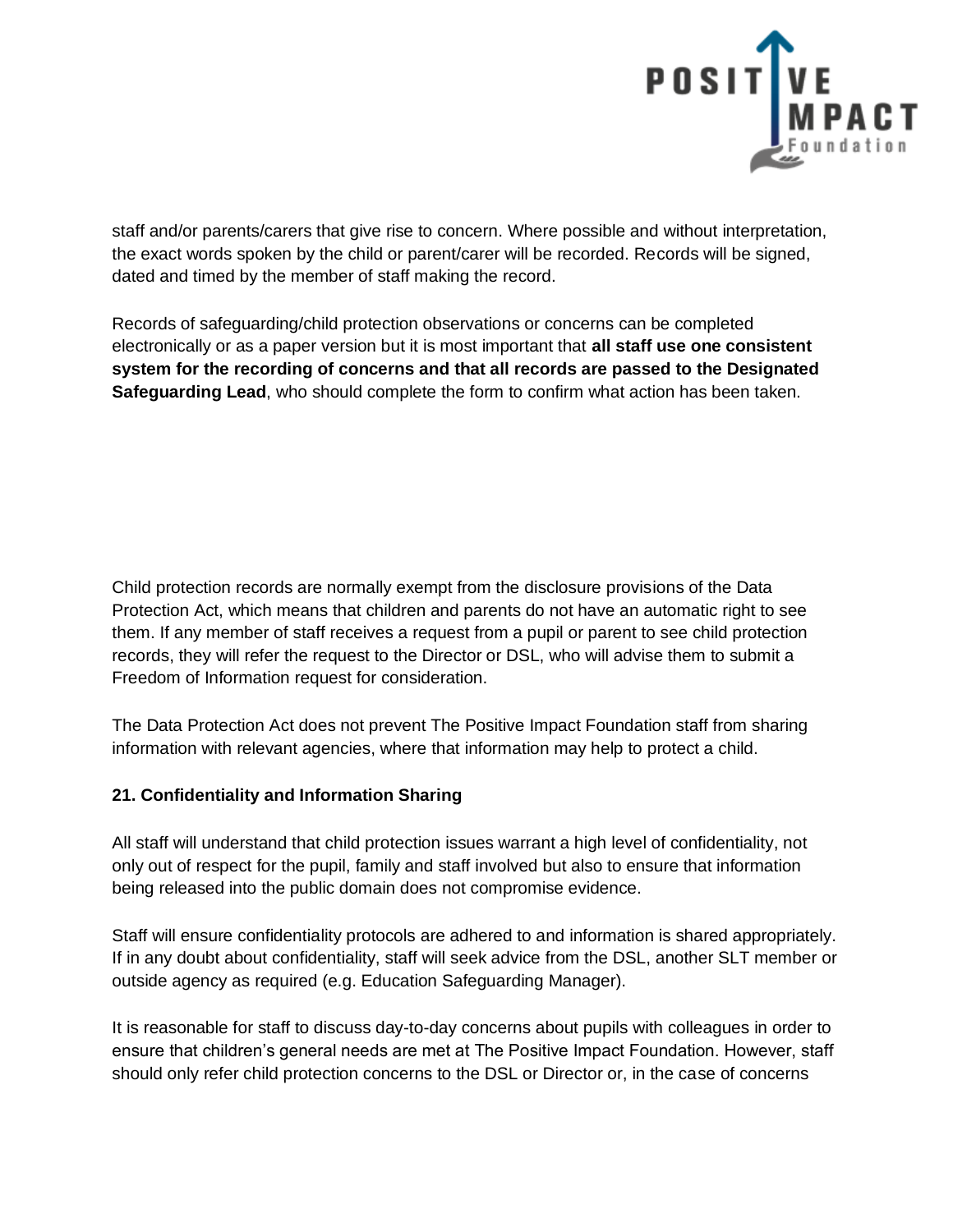staff and/or parents/carers that give rise to concern. Where possible and without interpretation, the exact words spoken by the child or parent/carer will be recorded. Records will be signed, dated and timed by the member of staff making the record.

Records of safeguarding/child protection observations or concerns can be completed electronically or as a paper version but it is most important that **all staff use one consistent system for the recording of concerns and that all records are passed to the Designated Safeguarding Lead**, who should complete the form to confirm what action has been taken.

Child protection records are normally exempt from the disclosure provisions of the Data Protection Act, which means that children and parents do not have an automatic right to see them. If any member of staff receives a request from a pupil or parent to see child protection records, they will refer the request to the Director or DSL, who will advise them to submit a Freedom of Information request for consideration.

The Data Protection Act does not prevent The Positive Impact Foundation staff from sharing information with relevant agencies, where that information may help to protect a child.

**21. Confidentiality and Information Sharing**

All staff will understand that child protection issues warrant a high level of confidentiality, not only out of respect for the pupil, family and staff involved but also to ensure that information being released into the public domain does not compromise evidence.

Staff will ensure confidentiality protocols are adhered to and information is shared appropriately. If in any doubt about confidentiality, staff will seek advice from the DSL, another SLT member or outside agency as required (e.g. Education Safeguarding Manager).

It is reasonable for staff to discuss day-to-day concerns about pupils with colleagues in order to ensure that children's general needs are met at The Positive Impact Foundation. However, staff should only refer child protection concerns to the DSL or Director or, in the case of concerns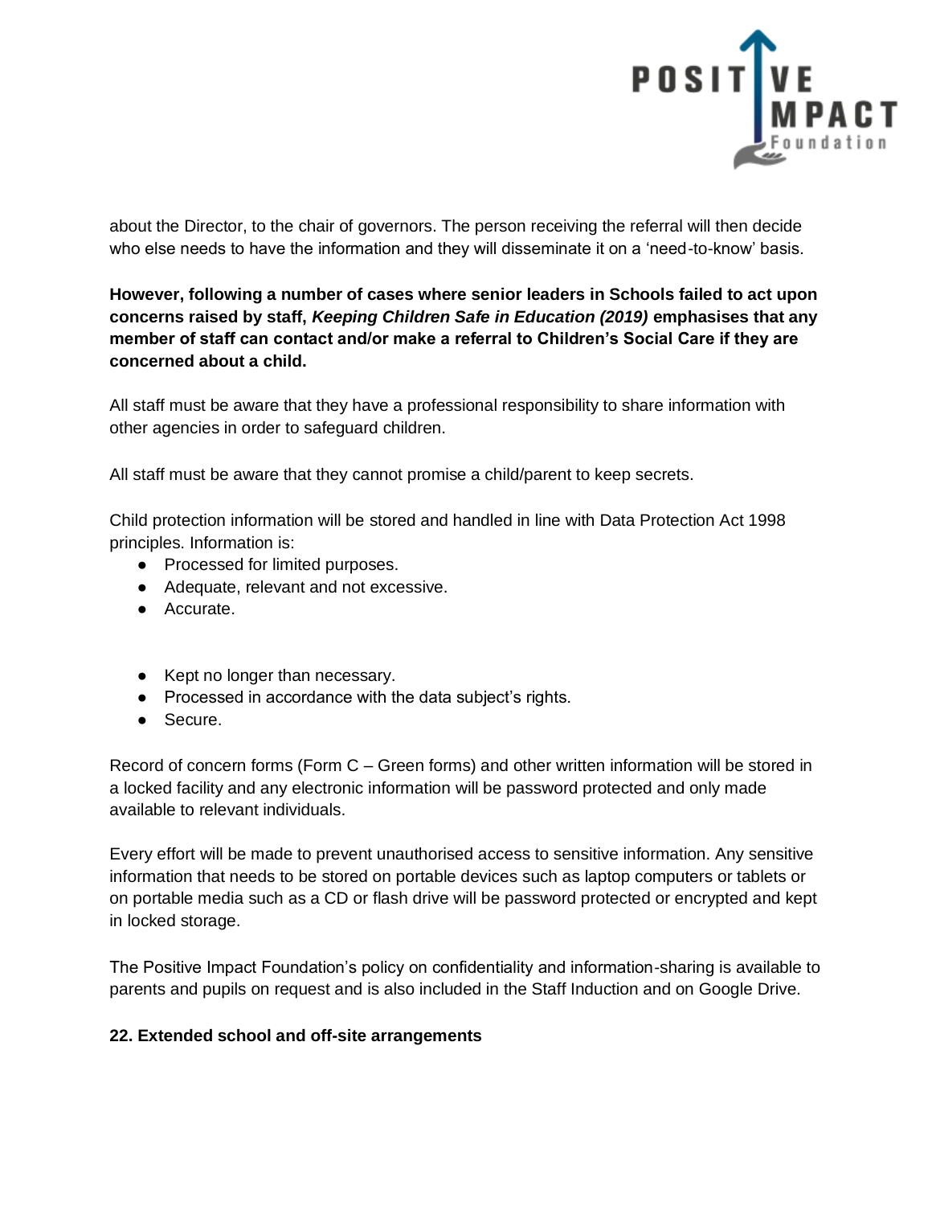about the Director, to the chair of governors. The person receiving the referral will then decide who else needs to have the information and they will disseminate it on a 'need-to-know' basis.

**However, following a number of cases where senior leaders in Schools failed to act upon concerns raised by staff, *Keeping Children Safe in Education (2019)* emphasises that any member of staff can contact and/or make a referral to Children's Social Care if they are concerned about a child.**

All staff must be aware that they have a professional responsibility to share information with other agencies in order to safeguard children.

All staff must be aware that they cannot promise a child/parent to keep secrets.

Child protection information will be stored and handled in line with Data Protection Act 1998 principles. Information is:

- Processed for limited purposes.
- Adequate, relevant and not excessive.
- Accurate.
- Kept no longer than necessary.
- Processed in accordance with the data subject's rights.
- Secure.

Record of concern forms (Form C – Green forms) and other written information will be stored in a locked facility and any electronic information will be password protected and only made available to relevant individuals.

Every effort will be made to prevent unauthorised access to sensitive information. Any sensitive information that needs to be stored on portable devices such as laptop computers or tablets or on portable media such as a CD or flash drive will be password protected or encrypted and kept in locked storage.

The Positive Impact Foundation's policy on confidentiality and information-sharing is available to parents and pupils on request and is also included in the Staff Induction and on Google Drive.

**22. Extended school and off-site arrangements**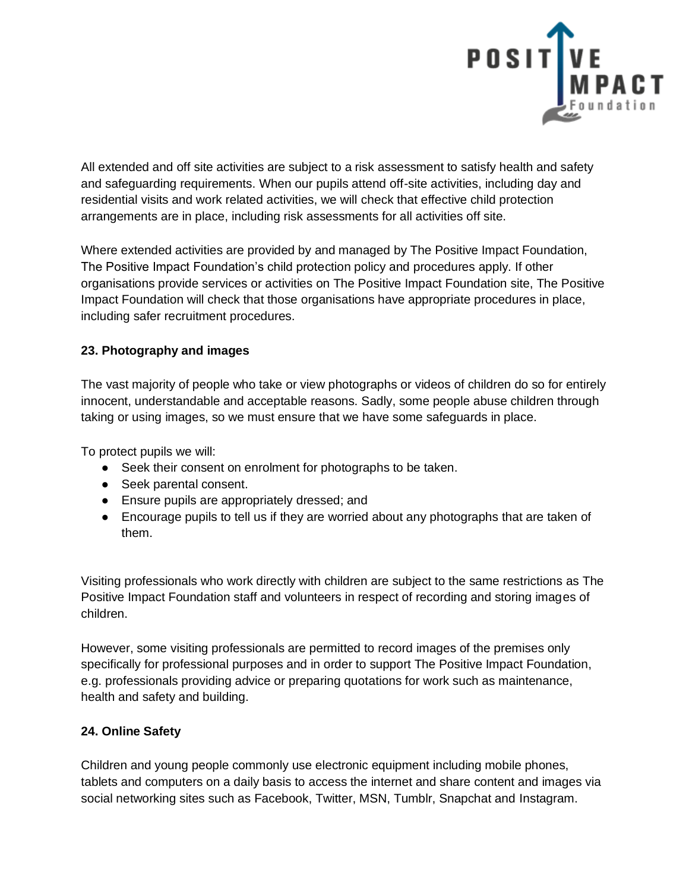All extended and off site activities are subject to a risk assessment to satisfy health and safety and safeguarding requirements. When our pupils attend off-site activities, including day and residential visits and work related activities, we will check that effective child protection arrangements are in place, including risk assessments for all activities off site.

Where extended activities are provided by and managed by The Positive Impact Foundation, The Positive Impact Foundation's child protection policy and procedures apply. If other organisations provide services or activities on The Positive Impact Foundation site, The Positive Impact Foundation will check that those organisations have appropriate procedures in place, including safer recruitment procedures.

**23. Photography and images**

The vast majority of people who take or view photographs or videos of children do so for entirely innocent, understandable and acceptable reasons. Sadly, some people abuse children through taking or using images, so we must ensure that we have some safeguards in place.

To protect pupils we will:

- Seek their consent on enrolment for photographs to be taken.
- Seek parental consent.
- Ensure pupils are appropriately dressed; and
- Encourage pupils to tell us if they are worried about any photographs that are taken of them.

Visiting professionals who work directly with children are subject to the same restrictions as The Positive Impact Foundation staff and volunteers in respect of recording and storing images of children.

However, some visiting professionals are permitted to record images of the premises only specifically for professional purposes and in order to support The Positive Impact Foundation, e.g. professionals providing advice or preparing quotations for work such as maintenance, health and safety and building.

**24. Online Safety**

Children and young people commonly use electronic equipment including mobile phones, tablets and computers on a daily basis to access the internet and share content and images via social networking sites such as Facebook, Twitter, MSN, Tumblr, Snapchat and Instagram.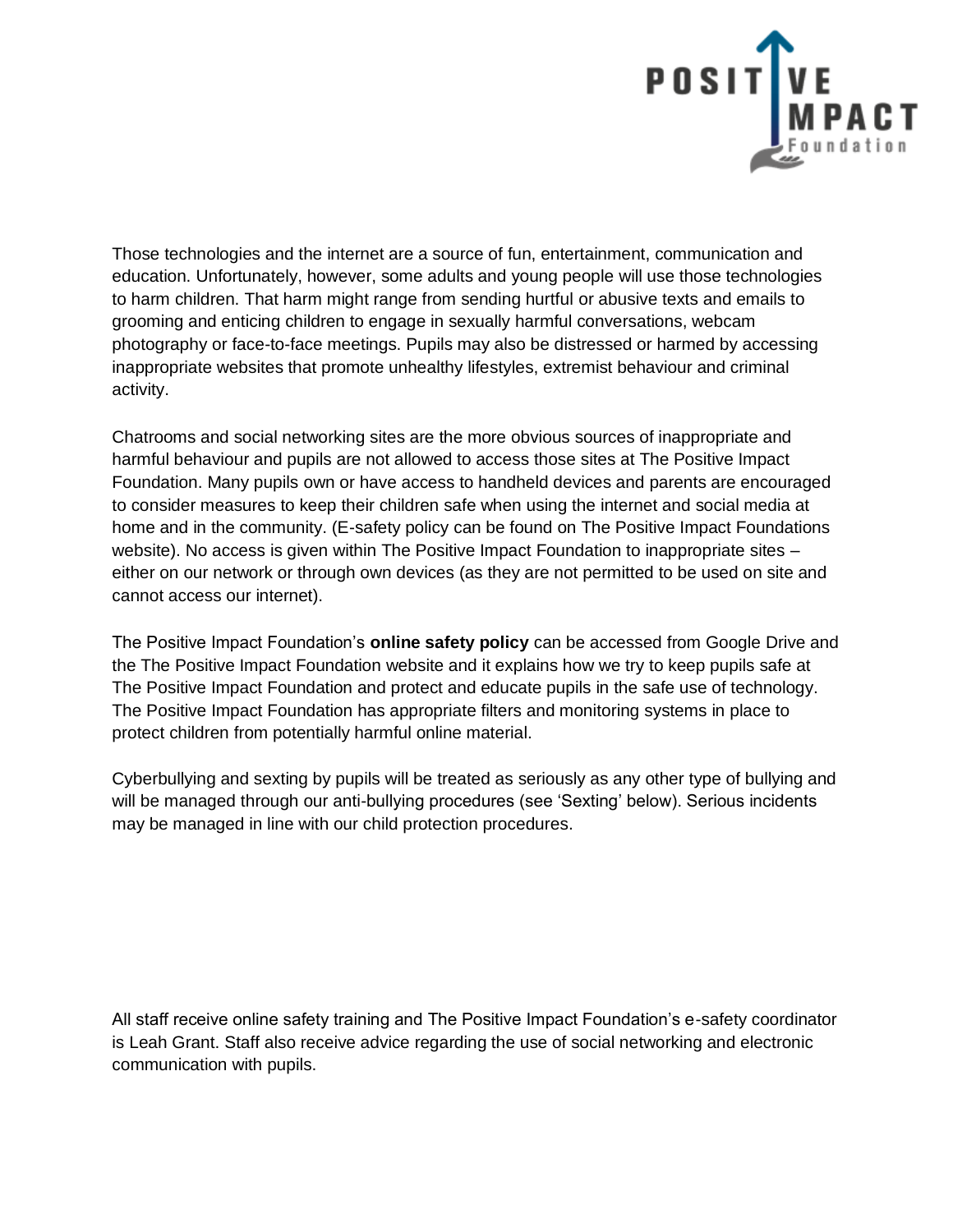Those technologies and the internet are a source of fun, entertainment, communication and education. Unfortunately, however, some adults and young people will use those technologies to harm children. That harm might range from sending hurtful or abusive texts and emails to grooming and enticing children to engage in sexually harmful conversations, webcam photography or face-to-face meetings. Pupils may also be distressed or harmed by accessing inappropriate websites that promote unhealthy lifestyles, extremist behaviour and criminal activity.

Chatrooms and social networking sites are the more obvious sources of inappropriate and harmful behaviour and pupils are not allowed to access those sites at The Positive Impact Foundation. Many pupils own or have access to handheld devices and parents are encouraged to consider measures to keep their children safe when using the internet and social media at home and in the community. (E-safety policy can be found on The Positive Impact Foundations website). No access is given within The Positive Impact Foundation to inappropriate sites – either on our network or through own devices (as they are not permitted to be used on site and cannot access our internet).

The Positive Impact Foundation's **online safety policy** can be accessed from Google Drive and the The Positive Impact Foundation website and it explains how we try to keep pupils safe at The Positive Impact Foundation and protect and educate pupils in the safe use of technology. The Positive Impact Foundation has appropriate filters and monitoring systems in place to protect children from potentially harmful online material.

Cyberbullying and sexting by pupils will be treated as seriously as any other type of bullying and will be managed through our anti-bullying procedures (see 'Sexting' below). Serious incidents may be managed in line with our child protection procedures.

All staff receive online safety training and The Positive Impact Foundation's e-safety coordinator is Leah Grant. Staff also receive advice regarding the use of social networking and electronic communication with pupils.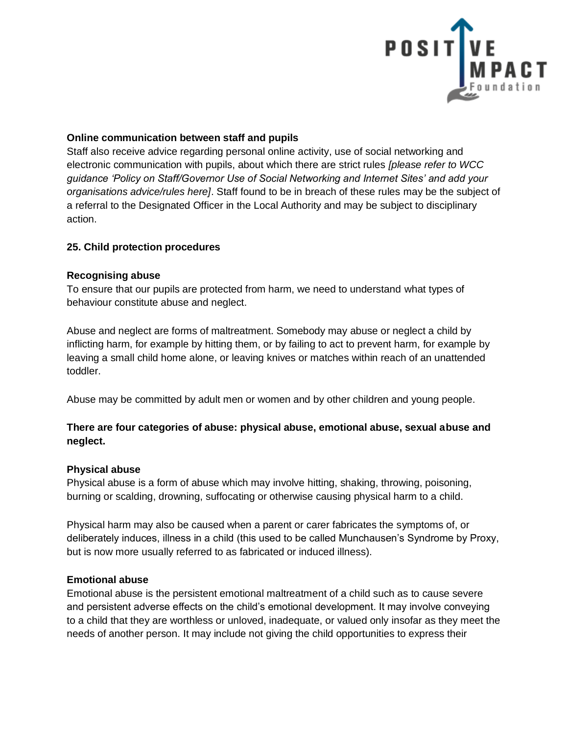**Online communication between staff and pupils**

Staff also receive advice regarding personal online activity, use of social networking and electronic communication with pupils, about which there are strict rules *[please refer to WCC guidance 'Policy on Staff/Governor Use of Social Networking and Internet Sites' and add your organisations advice/rules here]*. Staff found to be in breach of these rules may be the subject of a referral to the Designated Officer in the Local Authority and may be subject to disciplinary action.

## 25. Child protection procedures

**Recognising abuse**

To ensure that our pupils are protected from harm, we need to understand what types of behaviour constitute abuse and neglect.

Abuse and neglect are forms of maltreatment. Somebody may abuse or neglect a child by inflicting harm, for example by hitting them, or by failing to act to prevent harm, for example by leaving a small child home alone, or leaving knives or matches within reach of an unattended toddler.

Abuse may be committed by adult men or women and by other children and young people.

**There are four categories of abuse: physical abuse, emotional abuse, sexual abuse and neglect.**

**Physical abuse**

Physical abuse is a form of abuse which may involve hitting, shaking, throwing, poisoning, burning or scalding, drowning, suffocating or otherwise causing physical harm to a child.

Physical harm may also be caused when a parent or carer fabricates the symptoms of, or deliberately induces, illness in a child (this used to be called Munchausen's Syndrome by Proxy, but is now more usually referred to as fabricated or induced illness).

**Emotional abuse**

Emotional abuse is the persistent emotional maltreatment of a child such as to cause severe and persistent adverse effects on the child's emotional development. It may involve conveying to a child that they are worthless or unloved, inadequate, or valued only insofar as they meet the needs of another person. It may include not giving the child opportunities to express their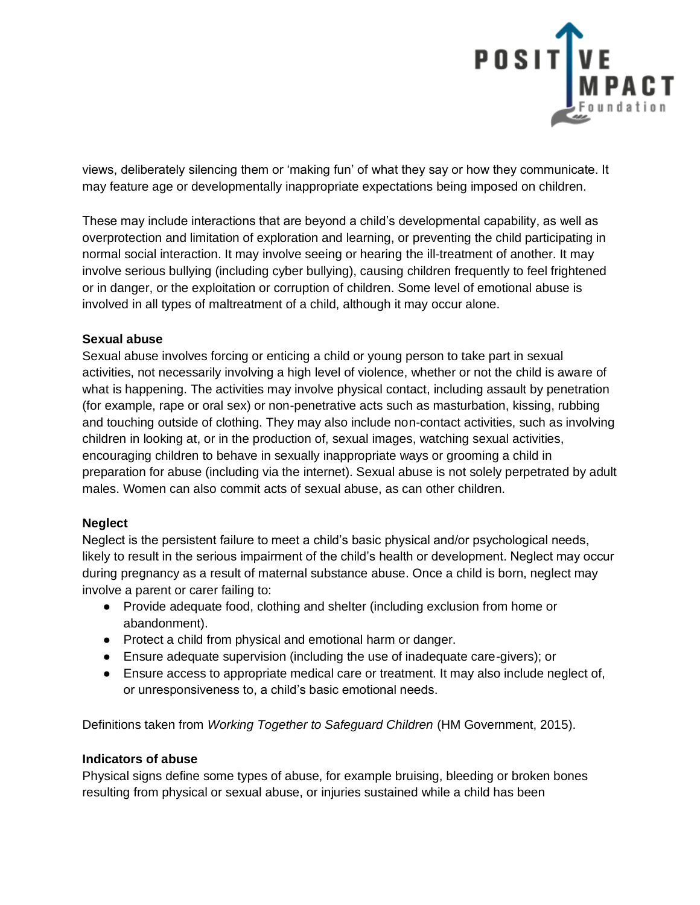views, deliberately silencing them or 'making fun' of what they say or how they communicate. It may feature age or developmentally inappropriate expectations being imposed on children.

These may include interactions that are beyond a child's developmental capability, as well as overprotection and limitation of exploration and learning, or preventing the child participating in normal social interaction. It may involve seeing or hearing the ill-treatment of another. It may involve serious bullying (including cyber bullying), causing children frequently to feel frightened or in danger, or the exploitation or corruption of children. Some level of emotional abuse is involved in all types of maltreatment of a child, although it may occur alone.

**Sexual abuse**

Sexual abuse involves forcing or enticing a child or young person to take part in sexual activities, not necessarily involving a high level of violence, whether or not the child is aware of what is happening. The activities may involve physical contact, including assault by penetration (for example, rape or oral sex) or non-penetrative acts such as masturbation, kissing, rubbing and touching outside of clothing. They may also include non-contact activities, such as involving children in looking at, or in the production of, sexual images, watching sexual activities, encouraging children to behave in sexually inappropriate ways or grooming a child in preparation for abuse (including via the internet). Sexual abuse is not solely perpetrated by adult males. Women can also commit acts of sexual abuse, as can other children.

**Neglect**

Neglect is the persistent failure to meet a child's basic physical and/or psychological needs, likely to result in the serious impairment of the child's health or development. Neglect may occur during pregnancy as a result of maternal substance abuse. Once a child is born, neglect may involve a parent or carer failing to:

- Provide adequate food, clothing and shelter (including exclusion from home or abandonment).
- Protect a child from physical and emotional harm or danger.
- Ensure adequate supervision (including the use of inadequate care-givers); or
- Ensure access to appropriate medical care or treatment. It may also include neglect of, or unresponsiveness to, a child's basic emotional needs.

Definitions taken from *Working Together to Safeguard Children* (HM Government, 2015).

**Indicators of abuse**

Physical signs define some types of abuse, for example bruising, bleeding or broken bones resulting from physical or sexual abuse, or injuries sustained while a child has been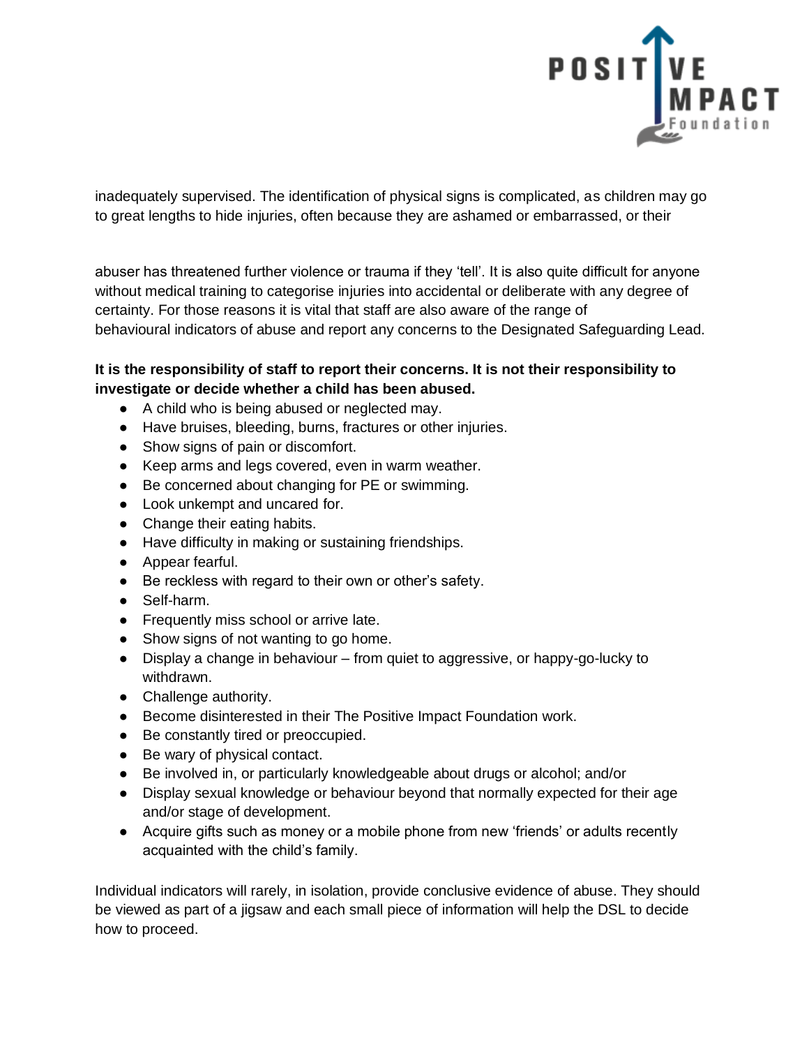inadequately supervised. The identification of physical signs is complicated, as children may go to great lengths to hide injuries, often because they are ashamed or embarrassed, or their

abuser has threatened further violence or trauma if they 'tell'. It is also quite difficult for anyone without medical training to categorise injuries into accidental or deliberate with any degree of certainty. For those reasons it is vital that staff are also aware of the range of behavioural indicators of abuse and report any concerns to the Designated Safeguarding Lead.

**It is the responsibility of staff to report their concerns. It is not their responsibility to investigate or decide whether a child has been abused.**

- A child who is being abused or neglected may.
- Have bruises, bleeding, burns, fractures or other injuries.
- Show signs of pain or discomfort.
- Keep arms and legs covered, even in warm weather.
- Be concerned about changing for PE or swimming.
- Look unkempt and uncared for.
- Change their eating habits.
- Have difficulty in making or sustaining friendships.
- Appear fearful.
- Be reckless with regard to their own or other's safety.
- Self-harm.
- Frequently miss school or arrive late.
- Show signs of not wanting to go home.
- Display a change in behaviour – from quiet to aggressive, or happy-go-lucky to withdrawn.
- Challenge authority.
- Become disinterested in their The Positive Impact Foundation work.
- Be constantly tired or preoccupied.
- Be wary of physical contact.
- Be involved in, or particularly knowledgeable about drugs or alcohol; and/or
- Display sexual knowledge or behaviour beyond that normally expected for their age and/or stage of development.
- Acquire gifts such as money or a mobile phone from new 'friends' or adults recently acquainted with the child's family.

Individual indicators will rarely, in isolation, provide conclusive evidence of abuse. They should be viewed as part of a jigsaw and each small piece of information will help the DSL to decide how to proceed.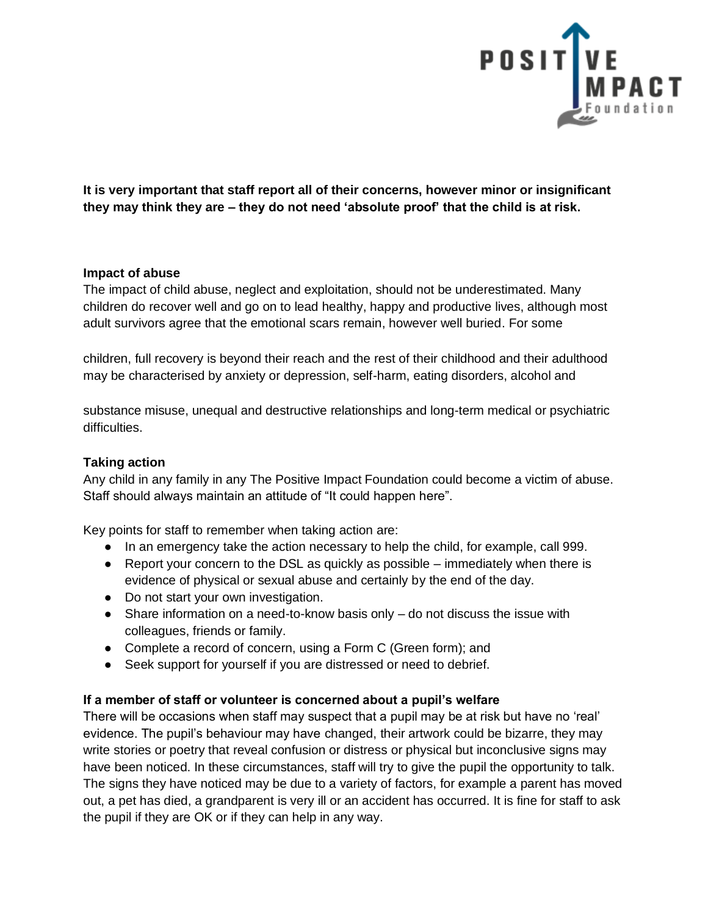**It is very important that staff report all of their concerns, however minor or insignificant they may think they are – they do not need 'absolute proof' that the child is at risk.**

**Impact of abuse**

The impact of child abuse, neglect and exploitation, should not be underestimated. Many children do recover well and go on to lead healthy, happy and productive lives, although most adult survivors agree that the emotional scars remain, however well buried. For some children, full recovery is beyond their reach and the rest of their childhood and their adulthood may be characterised by anxiety or depression, self-harm, eating disorders, alcohol and substance misuse, unequal and destructive relationships and long-term medical or psychiatric difficulties.

**Taking action**

Any child in any family in any The Positive Impact Foundation could become a victim of abuse. Staff should always maintain an attitude of "It could happen here".

Key points for staff to remember when taking action are:

- In an emergency take the action necessary to help the child, for example, call 999.
- Report your concern to the DSL as quickly as possible – immediately when there is evidence of physical or sexual abuse and certainly by the end of the day.
- Do not start your own investigation.
- Share information on a need-to-know basis only – do not discuss the issue with colleagues, friends or family.
- Complete a record of concern, using a Form C (Green form); and
- Seek support for yourself if you are distressed or need to debrief.

**If a member of staff or volunteer is concerned about a pupil's welfare**

There will be occasions when staff may suspect that a pupil may be at risk but have no 'real' evidence. The pupil's behaviour may have changed, their artwork could be bizarre, they may write stories or poetry that reveal confusion or distress or physical but inconclusive signs may have been noticed. In these circumstances, staff will try to give the pupil the opportunity to talk. The signs they have noticed may be due to a variety of factors, for example a parent has moved out, a pet has died, a grandparent is very ill or an accident has occurred. It is fine for staff to ask the pupil if they are OK or if they can help in any way.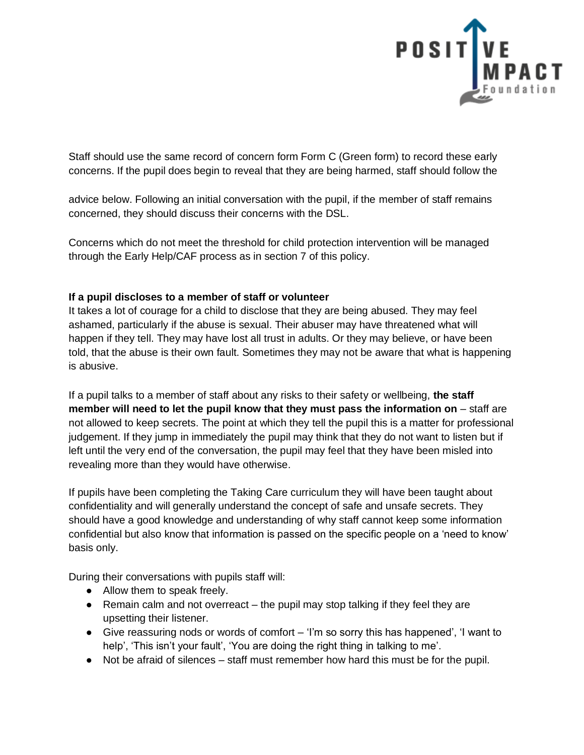Staff should use the same record of concern form Form C (Green form) to record these early concerns. If the pupil does begin to reveal that they are being harmed, staff should follow the advice below. Following an initial conversation with the pupil, if the member of staff remains concerned, they should discuss their concerns with the DSL.

Concerns which do not meet the threshold for child protection intervention will be managed through the Early Help/CAF process as in section 7 of this policy.

**If a pupil discloses to a member of staff or volunteer**

It takes a lot of courage for a child to disclose that they are being abused. They may feel ashamed, particularly if the abuse is sexual. Their abuser may have threatened what will happen if they tell. They may have lost all trust in adults. Or they may believe, or have been told, that the abuse is their own fault. Sometimes they may not be aware that what is happening is abusive.

If a pupil talks to a member of staff about any risks to their safety or wellbeing, **the staff member will need to let the pupil know that they must pass the information on** – staff are not allowed to keep secrets. The point at which they tell the pupil this is a matter for professional judgement. If they jump in immediately the pupil may think that they do not want to listen but if left until the very end of the conversation, the pupil may feel that they have been misled into revealing more than they would have otherwise.

If pupils have been completing the Taking Care curriculum they will have been taught about confidentiality and will generally understand the concept of safe and unsafe secrets. They should have a good knowledge and understanding of why staff cannot keep some information confidential but also know that information is passed on the specific people on a 'need to know' basis only.

During their conversations with pupils staff will:

- Allow them to speak freely.
- Remain calm and not overreact – the pupil may stop talking if they feel they are upsetting their listener.
- Give reassuring nods or words of comfort – 'I'm so sorry this has happened', 'I want to help', 'This isn't your fault', 'You are doing the right thing in talking to me'.
- Not be afraid of silences – staff must remember how hard this must be for the pupil.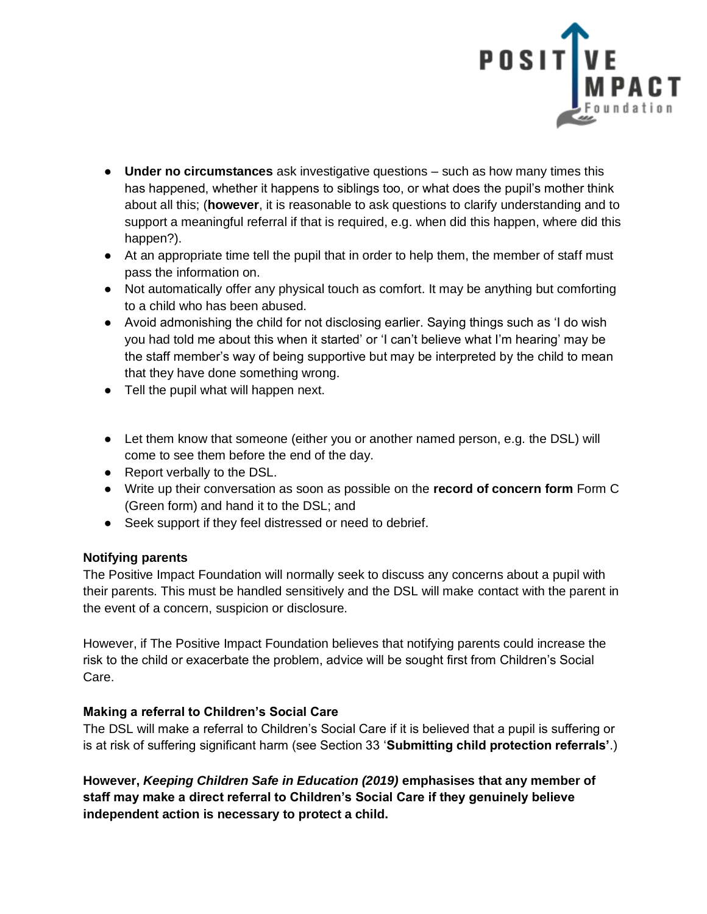- **Under no circumstances** ask investigative questions – such as how many times this has happened, whether it happens to siblings too, or what does the pupil's mother think about all this; (**however**, it is reasonable to ask questions to clarify understanding and to support a meaningful referral if that is required, e.g. when did this happen, where did this happen?).
- At an appropriate time tell the pupil that in order to help them, the member of staff must pass the information on.
- Not automatically offer any physical touch as comfort. It may be anything but comforting to a child who has been abused.
- Avoid admonishing the child for not disclosing earlier. Saying things such as 'I do wish you had told me about this when it started' or 'I can't believe what I'm hearing' may be the staff member's way of being supportive but may be interpreted by the child to mean that they have done something wrong.
- Tell the pupil what will happen next.

- Let them know that someone (either you or another named person, e.g. the DSL) will come to see them before the end of the day.
- Report verbally to the DSL.
- Write up their conversation as soon as possible on the **record of concern form** Form C (Green form) and hand it to the DSL; and
- Seek support if they feel distressed or need to debrief.

**Notifying parents**

The Positive Impact Foundation will normally seek to discuss any concerns about a pupil with their parents. This must be handled sensitively and the DSL will make contact with the parent in the event of a concern, suspicion or disclosure.

However, if The Positive Impact Foundation believes that notifying parents could increase the risk to the child or exacerbate the problem, advice will be sought first from Children's Social Care.

**Making a referral to Children's Social Care**

The DSL will make a referral to Children's Social Care if it is believed that a pupil is suffering or is at risk of suffering significant harm (see Section 33 '**Submitting child protection referrals'**.)

**However, *Keeping Children Safe in Education (2019)* emphasises that any member of staff may make a direct referral to Children's Social Care if they genuinely believe independent action is necessary to protect a child.**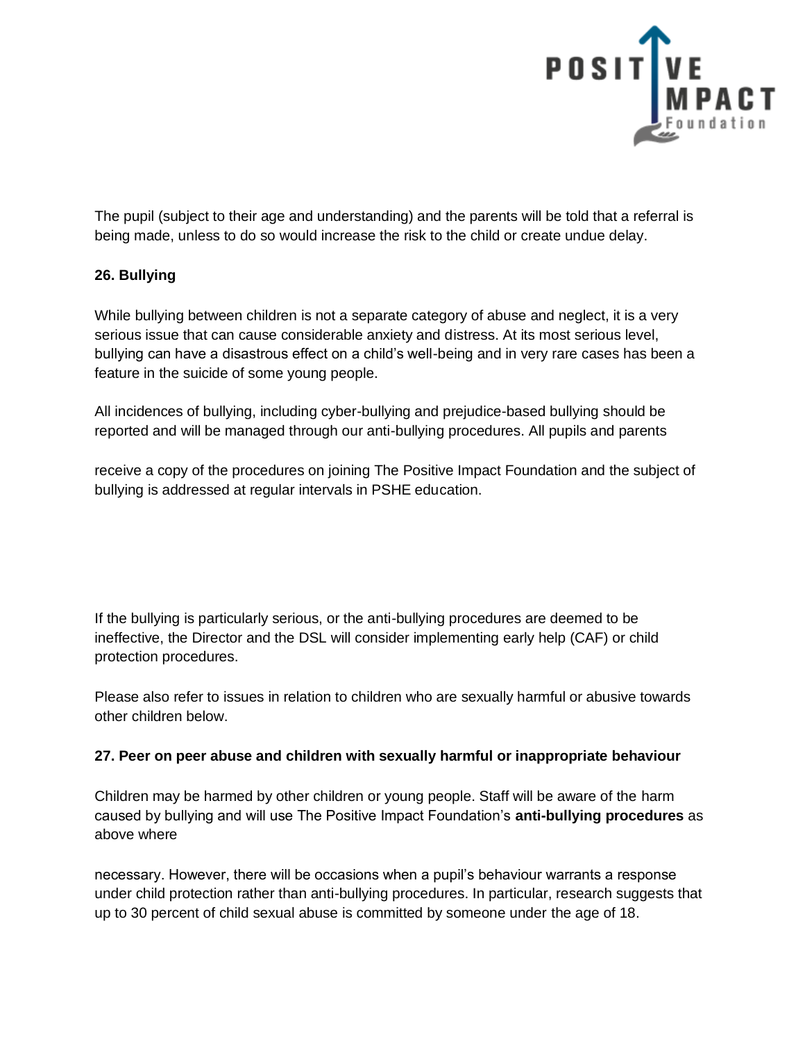The pupil (subject to their age and understanding) and the parents will be told that a referral is being made, unless to do so would increase the risk to the child or create undue delay.

**26. Bullying**

While bullying between children is not a separate category of abuse and neglect, it is a very serious issue that can cause considerable anxiety and distress. At its most serious level, bullying can have a disastrous effect on a child's well-being and in very rare cases has been a feature in the suicide of some young people.

All incidences of bullying, including cyber-bullying and prejudice-based bullying should be reported and will be managed through our anti-bullying procedures. All pupils and parents receive a copy of the procedures on joining The Positive Impact Foundation and the subject of bullying is addressed at regular intervals in PSHE education.

If the bullying is particularly serious, or the anti-bullying procedures are deemed to be ineffective, the Director and the DSL will consider implementing early help (CAF) or child protection procedures.

Please also refer to issues in relation to children who are sexually harmful or abusive towards other children below.

**27. Peer on peer abuse and children with sexually harmful or inappropriate behaviour**

Children may be harmed by other children or young people. Staff will be aware of the harm caused by bullying and will use The Positive Impact Foundation's **anti-bullying procedures** as above where necessary. However, there will be occasions when a pupil's behaviour warrants a response under child protection rather than anti-bullying procedures. In particular, research suggests that up to 30 percent of child sexual abuse is committed by someone under the age of 18.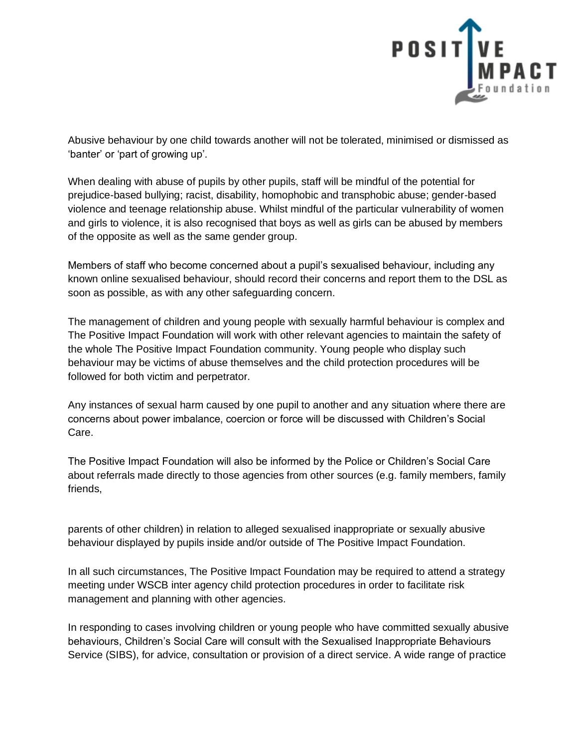Abusive behaviour by one child towards another will not be tolerated, minimised or dismissed as ‘banter’ or ‘part of growing up’.

When dealing with abuse of pupils by other pupils, staff will be mindful of the potential for prejudice-based bullying; racist, disability, homophobic and transphobic abuse; gender-based violence and teenage relationship abuse. Whilst mindful of the particular vulnerability of women and girls to violence, it is also recognised that boys as well as girls can be abused by members of the opposite as well as the same gender group.

Members of staff who become concerned about a pupil’s sexualised behaviour, including any known online sexualised behaviour, should record their concerns and report them to the DSL as soon as possible, as with any other safeguarding concern.

The management of children and young people with sexually harmful behaviour is complex and The Positive Impact Foundation will work with other relevant agencies to maintain the safety of the whole The Positive Impact Foundation community. Young people who display such behaviour may be victims of abuse themselves and the child protection procedures will be followed for both victim and perpetrator.

Any instances of sexual harm caused by one pupil to another and any situation where there are concerns about power imbalance, coercion or force will be discussed with Children’s Social Care.

The Positive Impact Foundation will also be informed by the Police or Children’s Social Care about referrals made directly to those agencies from other sources (e.g. family members, family friends, parents of other children) in relation to alleged sexualised inappropriate or sexually abusive behaviour displayed by pupils inside and/or outside of The Positive Impact Foundation.

In all such circumstances, The Positive Impact Foundation may be required to attend a strategy meeting under WSCB inter agency child protection procedures in order to facilitate risk management and planning with other agencies.

In responding to cases involving children or young people who have committed sexually abusive behaviours, Children’s Social Care will consult with the Sexualised Inappropriate Behaviours Service (SIBS), for advice, consultation or provision of a direct service. A wide range of practice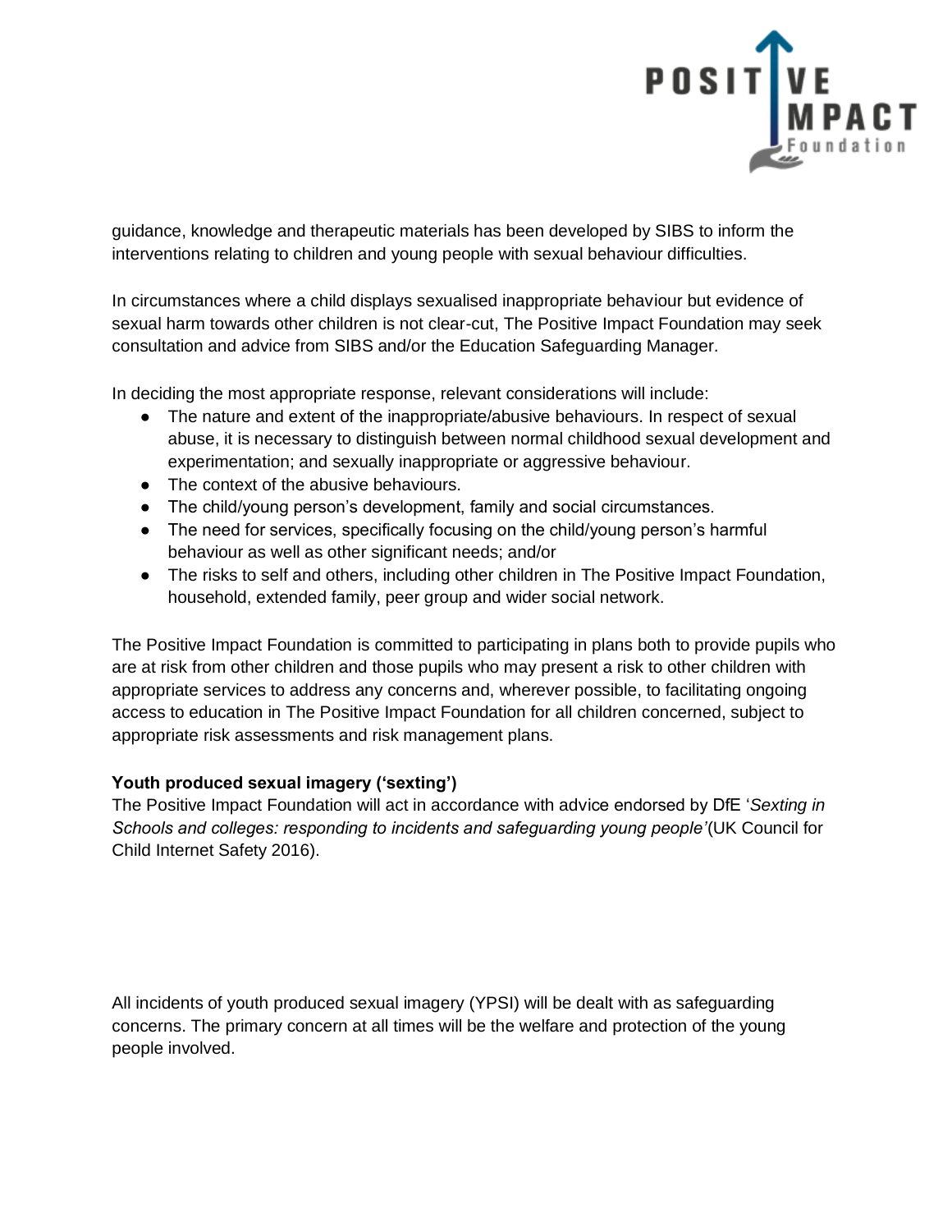guidance, knowledge and therapeutic materials has been developed by SIBS to inform the interventions relating to children and young people with sexual behaviour difficulties.

In circumstances where a child displays sexualised inappropriate behaviour but evidence of sexual harm towards other children is not clear-cut, The Positive Impact Foundation may seek consultation and advice from SIBS and/or the Education Safeguarding Manager.

In deciding the most appropriate response, relevant considerations will include:

- The nature and extent of the inappropriate/abusive behaviours. In respect of sexual abuse, it is necessary to distinguish between normal childhood sexual development and experimentation; and sexually inappropriate or aggressive behaviour.
- The context of the abusive behaviours.
- The child/young person's development, family and social circumstances.
- The need for services, specifically focusing on the child/young person's harmful behaviour as well as other significant needs; and/or
- The risks to self and others, including other children in The Positive Impact Foundation, household, extended family, peer group and wider social network.

The Positive Impact Foundation is committed to participating in plans both to provide pupils who are at risk from other children and those pupils who may present a risk to other children with appropriate services to address any concerns and, wherever possible, to facilitating ongoing access to education in The Positive Impact Foundation for all children concerned, subject to appropriate risk assessments and risk management plans.

**Youth produced sexual imagery ('sexting')**

The Positive Impact Foundation will act in accordance with advice endorsed by DfE '*Sexting in Schools and colleges: responding to incidents and safeguarding young people'*(UK Council for Child Internet Safety 2016).

All incidents of youth produced sexual imagery (YPSI) will be dealt with as safeguarding concerns. The primary concern at all times will be the welfare and protection of the young people involved.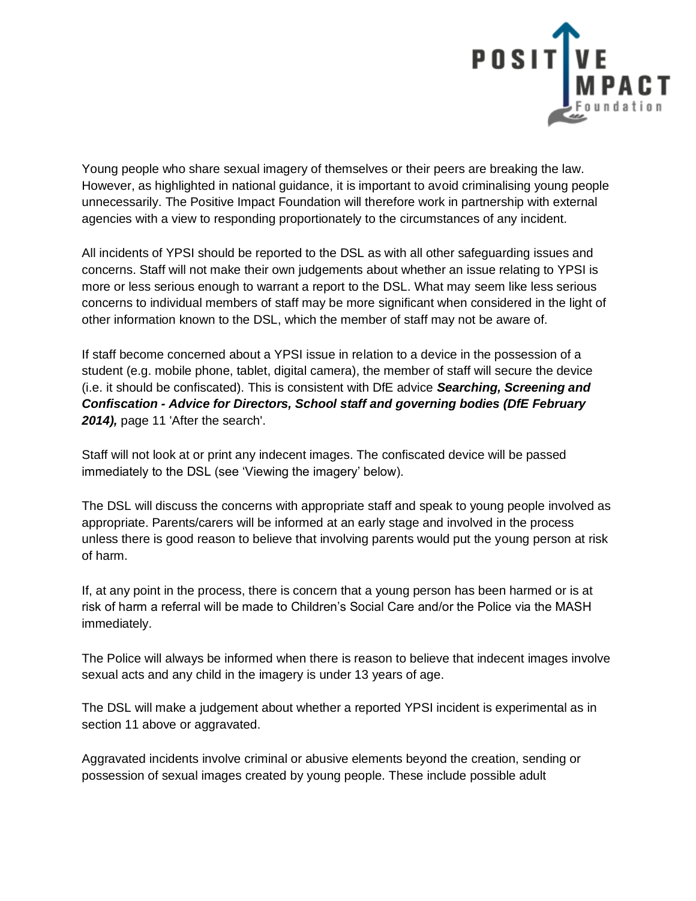Young people who share sexual imagery of themselves or their peers are breaking the law. However, as highlighted in national guidance, it is important to avoid criminalising young people unnecessarily. The Positive Impact Foundation will therefore work in partnership with external agencies with a view to responding proportionately to the circumstances of any incident.

All incidents of YPSI should be reported to the DSL as with all other safeguarding issues and concerns. Staff will not make their own judgements about whether an issue relating to YPSI is more or less serious enough to warrant a report to the DSL. What may seem like less serious concerns to individual members of staff may be more significant when considered in the light of other information known to the DSL, which the member of staff may not be aware of.

If staff become concerned about a YPSI issue in relation to a device in the possession of a student (e.g. mobile phone, tablet, digital camera), the member of staff will secure the device (i.e. it should be confiscated). This is consistent with DfE advice ***Searching, Screening and Confiscation - Advice for Directors, School staff and governing bodies (DfE February 2014),*** page 11 'After the search'.

Staff will not look at or print any indecent images. The confiscated device will be passed immediately to the DSL (see 'Viewing the imagery' below).

The DSL will discuss the concerns with appropriate staff and speak to young people involved as appropriate. Parents/carers will be informed at an early stage and involved in the process unless there is good reason to believe that involving parents would put the young person at risk of harm.

If, at any point in the process, there is concern that a young person has been harmed or is at risk of harm a referral will be made to Children's Social Care and/or the Police via the MASH immediately.

The Police will always be informed when there is reason to believe that indecent images involve sexual acts and any child in the imagery is under 13 years of age.

The DSL will make a judgement about whether a reported YPSI incident is experimental as in section 11 above or aggravated.

Aggravated incidents involve criminal or abusive elements beyond the creation, sending or possession of sexual images created by young people. These include possible adult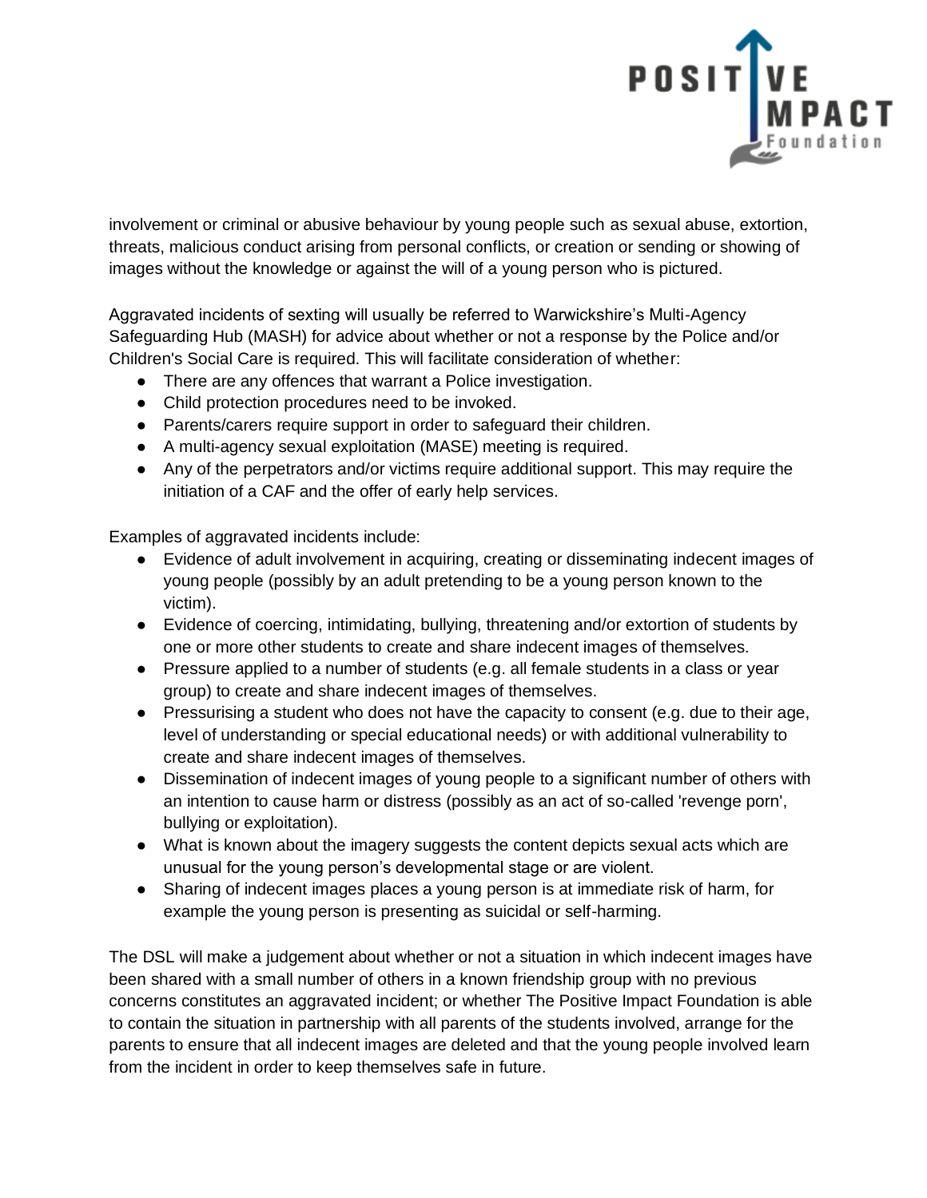involvement or criminal or abusive behaviour by young people such as sexual abuse, extortion, threats, malicious conduct arising from personal conflicts, or creation or sending or showing of images without the knowledge or against the will of a young person who is pictured.

Aggravated incidents of sexting will usually be referred to Warwickshire's Multi-Agency Safeguarding Hub (MASH) for advice about whether or not a response by the Police and/or Children's Social Care is required. This will facilitate consideration of whether:

- There are any offences that warrant a Police investigation.
- Child protection procedures need to be invoked.
- Parents/carers require support in order to safeguard their children.
- A multi-agency sexual exploitation (MASE) meeting is required.
- Any of the perpetrators and/or victims require additional support. This may require the initiation of a CAF and the offer of early help services.

Examples of aggravated incidents include:

- Evidence of adult involvement in acquiring, creating or disseminating indecent images of young people (possibly by an adult pretending to be a young person known to the victim).
- Evidence of coercing, intimidating, bullying, threatening and/or extortion of students by one or more other students to create and share indecent images of themselves.
- Pressure applied to a number of students (e.g. all female students in a class or year group) to create and share indecent images of themselves.
- Pressurising a student who does not have the capacity to consent (e.g. due to their age, level of understanding or special educational needs) or with additional vulnerability to create and share indecent images of themselves.
- Dissemination of indecent images of young people to a significant number of others with an intention to cause harm or distress (possibly as an act of so-called 'revenge porn', bullying or exploitation).
- What is known about the imagery suggests the content depicts sexual acts which are unusual for the young person's developmental stage or are violent.
- Sharing of indecent images places a young person is at immediate risk of harm, for example the young person is presenting as suicidal or self-harming.

The DSL will make a judgement about whether or not a situation in which indecent images have been shared with a small number of others in a known friendship group with no previous concerns constitutes an aggravated incident; or whether The Positive Impact Foundation is able to contain the situation in partnership with all parents of the students involved, arrange for the parents to ensure that all indecent images are deleted and that the young people involved learn from the incident in order to keep themselves safe in future.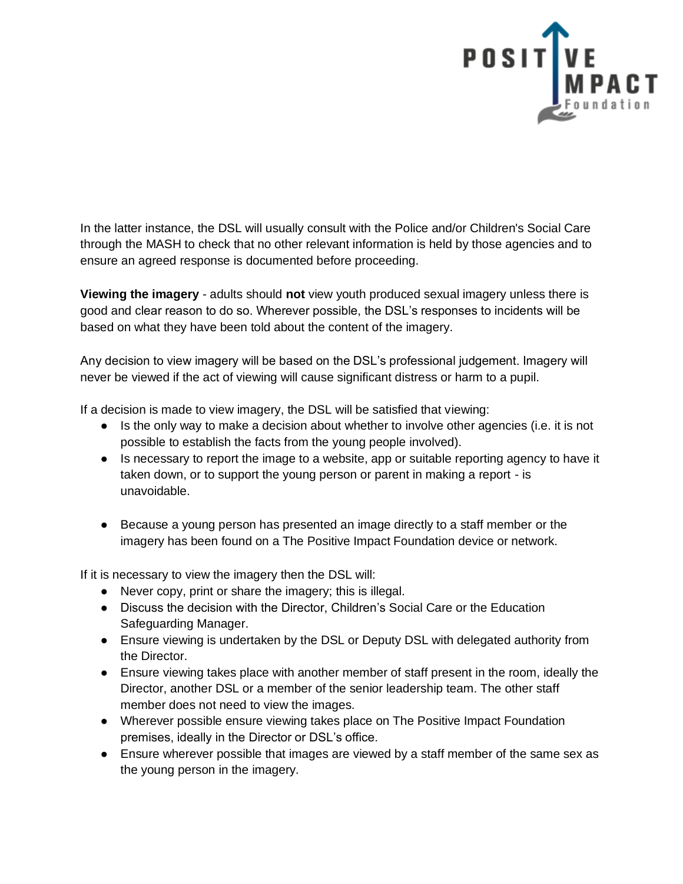In the latter instance, the DSL will usually consult with the Police and/or Children's Social Care through the MASH to check that no other relevant information is held by those agencies and to ensure an agreed response is documented before proceeding.

**Viewing the imagery** - adults should **not** view youth produced sexual imagery unless there is good and clear reason to do so. Wherever possible, the DSL's responses to incidents will be based on what they have been told about the content of the imagery.

Any decision to view imagery will be based on the DSL's professional judgement. Imagery will never be viewed if the act of viewing will cause significant distress or harm to a pupil.

If a decision is made to view imagery, the DSL will be satisfied that viewing:

- Is the only way to make a decision about whether to involve other agencies (i.e. it is not possible to establish the facts from the young people involved).
- Is necessary to report the image to a website, app or suitable reporting agency to have it taken down, or to support the young person or parent in making a report - is unavoidable.
- Because a young person has presented an image directly to a staff member or the imagery has been found on a The Positive Impact Foundation device or network.

If it is necessary to view the imagery then the DSL will:

- Never copy, print or share the imagery; this is illegal.
- Discuss the decision with the Director, Children's Social Care or the Education Safeguarding Manager.
- Ensure viewing is undertaken by the DSL or Deputy DSL with delegated authority from the Director.
- Ensure viewing takes place with another member of staff present in the room, ideally the Director, another DSL or a member of the senior leadership team. The other staff member does not need to view the images.
- Wherever possible ensure viewing takes place on The Positive Impact Foundation premises, ideally in the Director or DSL's office.
- Ensure wherever possible that images are viewed by a staff member of the same sex as the young person in the imagery.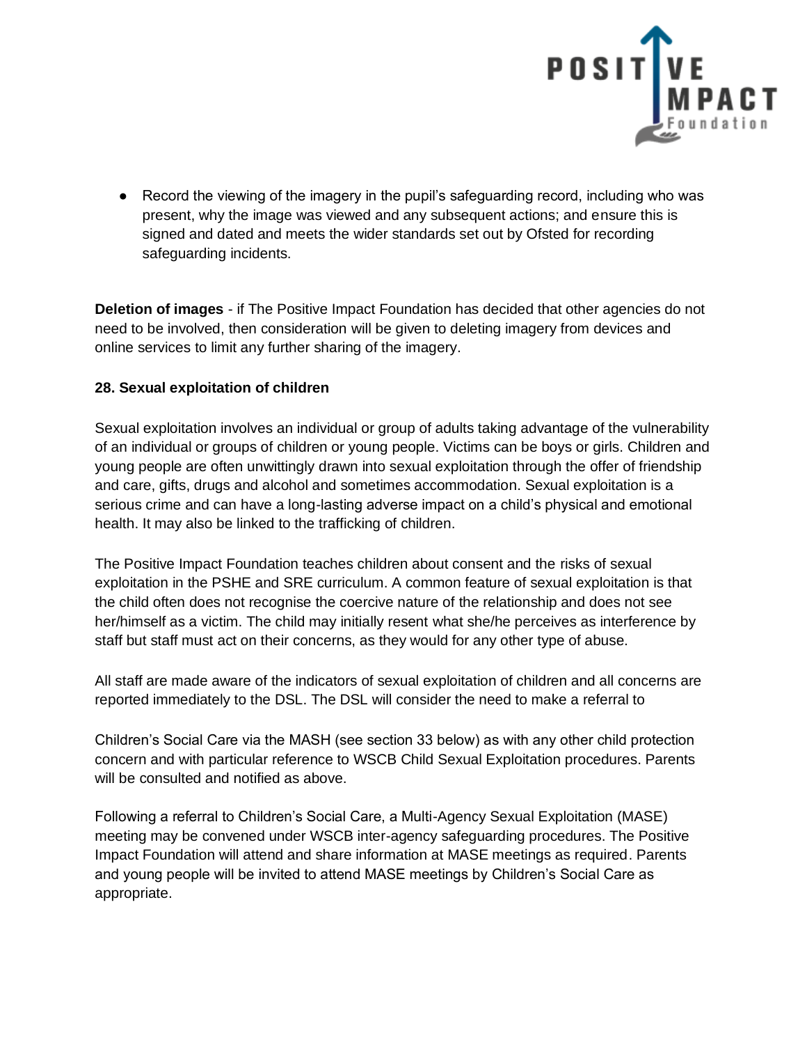- Record the viewing of the imagery in the pupil's safeguarding record, including who was present, why the image was viewed and any subsequent actions; and ensure this is signed and dated and meets the wider standards set out by Ofsted for recording safeguarding incidents.

**Deletion of images** - if The Positive Impact Foundation has decided that other agencies do not need to be involved, then consideration will be given to deleting imagery from devices and online services to limit any further sharing of the imagery.

**28. Sexual exploitation of children**

Sexual exploitation involves an individual or group of adults taking advantage of the vulnerability of an individual or groups of children or young people. Victims can be boys or girls. Children and young people are often unwittingly drawn into sexual exploitation through the offer of friendship and care, gifts, drugs and alcohol and sometimes accommodation. Sexual exploitation is a serious crime and can have a long-lasting adverse impact on a child's physical and emotional health. It may also be linked to the trafficking of children.

The Positive Impact Foundation teaches children about consent and the risks of sexual exploitation in the PSHE and SRE curriculum. A common feature of sexual exploitation is that the child often does not recognise the coercive nature of the relationship and does not see her/himself as a victim. The child may initially resent what she/he perceives as interference by staff but staff must act on their concerns, as they would for any other type of abuse.

All staff are made aware of the indicators of sexual exploitation of children and all concerns are reported immediately to the DSL. The DSL will consider the need to make a referral to

Children's Social Care via the MASH (see section 33 below) as with any other child protection concern and with particular reference to WSCB Child Sexual Exploitation procedures. Parents will be consulted and notified as above.

Following a referral to Children's Social Care, a Multi-Agency Sexual Exploitation (MASE) meeting may be convened under WSCB inter-agency safeguarding procedures. The Positive Impact Foundation will attend and share information at MASE meetings as required. Parents and young people will be invited to attend MASE meetings by Children's Social Care as appropriate.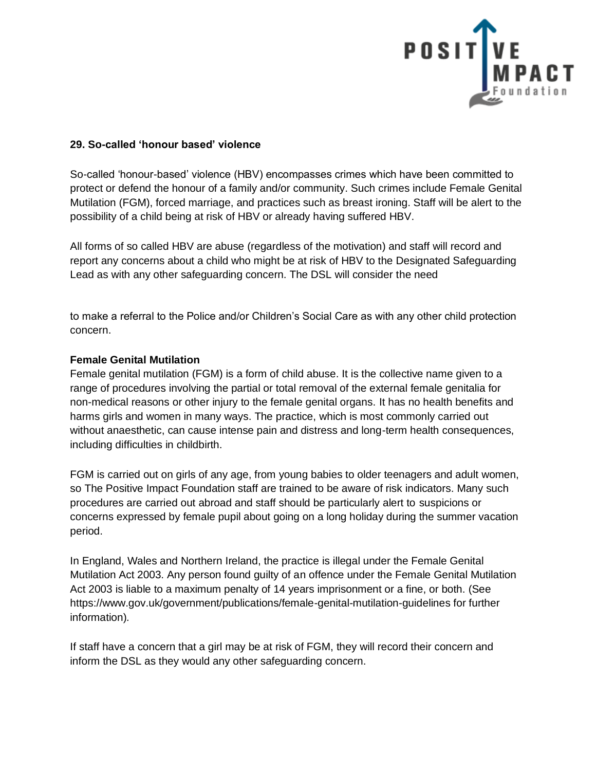## 29. So-called 'honour based' violence

So-called 'honour-based' violence (HBV) encompasses crimes which have been committed to protect or defend the honour of a family and/or community. Such crimes include Female Genital Mutilation (FGM), forced marriage, and practices such as breast ironing. Staff will be alert to the possibility of a child being at risk of HBV or already having suffered HBV.

All forms of so called HBV are abuse (regardless of the motivation) and staff will record and report any concerns about a child who might be at risk of HBV to the Designated Safeguarding Lead as with any other safeguarding concern. The DSL will consider the need to make a referral to the Police and/or Children's Social Care as with any other child protection concern.

### Female Genital Mutilation

Female genital mutilation (FGM) is a form of child abuse. It is the collective name given to a range of procedures involving the partial or total removal of the external female genitalia for non-medical reasons or other injury to the female genital organs. It has no health benefits and harms girls and women in many ways. The practice, which is most commonly carried out without anaesthetic, can cause intense pain and distress and long-term health consequences, including difficulties in childbirth.

FGM is carried out on girls of any age, from young babies to older teenagers and adult women, so The Positive Impact Foundation staff are trained to be aware of risk indicators. Many such procedures are carried out abroad and staff should be particularly alert to suspicions or concerns expressed by female pupil about going on a long holiday during the summer vacation period.

In England, Wales and Northern Ireland, the practice is illegal under the Female Genital Mutilation Act 2003. Any person found guilty of an offence under the Female Genital Mutilation Act 2003 is liable to a maximum penalty of 14 years imprisonment or a fine, or both. (See https://www.gov.uk/government/publications/female-genital-mutilation-guidelines for further information).

If staff have a concern that a girl may be at risk of FGM, they will record their concern and inform the DSL as they would any other safeguarding concern.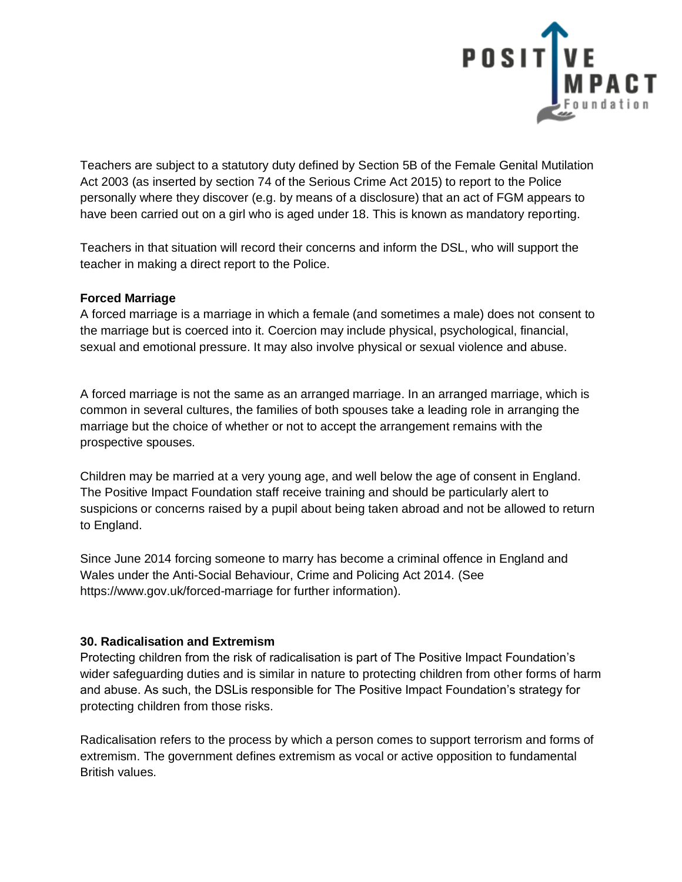Teachers are subject to a statutory duty defined by Section 5B of the Female Genital Mutilation Act 2003 (as inserted by section 74 of the Serious Crime Act 2015) to report to the Police personally where they discover (e.g. by means of a disclosure) that an act of FGM appears to have been carried out on a girl who is aged under 18. This is known as mandatory reporting.

Teachers in that situation will record their concerns and inform the DSL, who will support the teacher in making a direct report to the Police.

**Forced Marriage**

A forced marriage is a marriage in which a female (and sometimes a male) does not consent to the marriage but is coerced into it. Coercion may include physical, psychological, financial, sexual and emotional pressure. It may also involve physical or sexual violence and abuse.

A forced marriage is not the same as an arranged marriage. In an arranged marriage, which is common in several cultures, the families of both spouses take a leading role in arranging the marriage but the choice of whether or not to accept the arrangement remains with the prospective spouses.

Children may be married at a very young age, and well below the age of consent in England. The Positive Impact Foundation staff receive training and should be particularly alert to suspicions or concerns raised by a pupil about being taken abroad and not be allowed to return to England.

Since June 2014 forcing someone to marry has become a criminal offence in England and Wales under the Anti-Social Behaviour, Crime and Policing Act 2014. (See https://www.gov.uk/forced-marriage for further information).

**30. Radicalisation and Extremism**

Protecting children from the risk of radicalisation is part of The Positive Impact Foundation's wider safeguarding duties and is similar in nature to protecting children from other forms of harm and abuse. As such, the DSLis responsible for The Positive Impact Foundation's strategy for protecting children from those risks.

Radicalisation refers to the process by which a person comes to support terrorism and forms of extremism. The government defines extremism as vocal or active opposition to fundamental British values.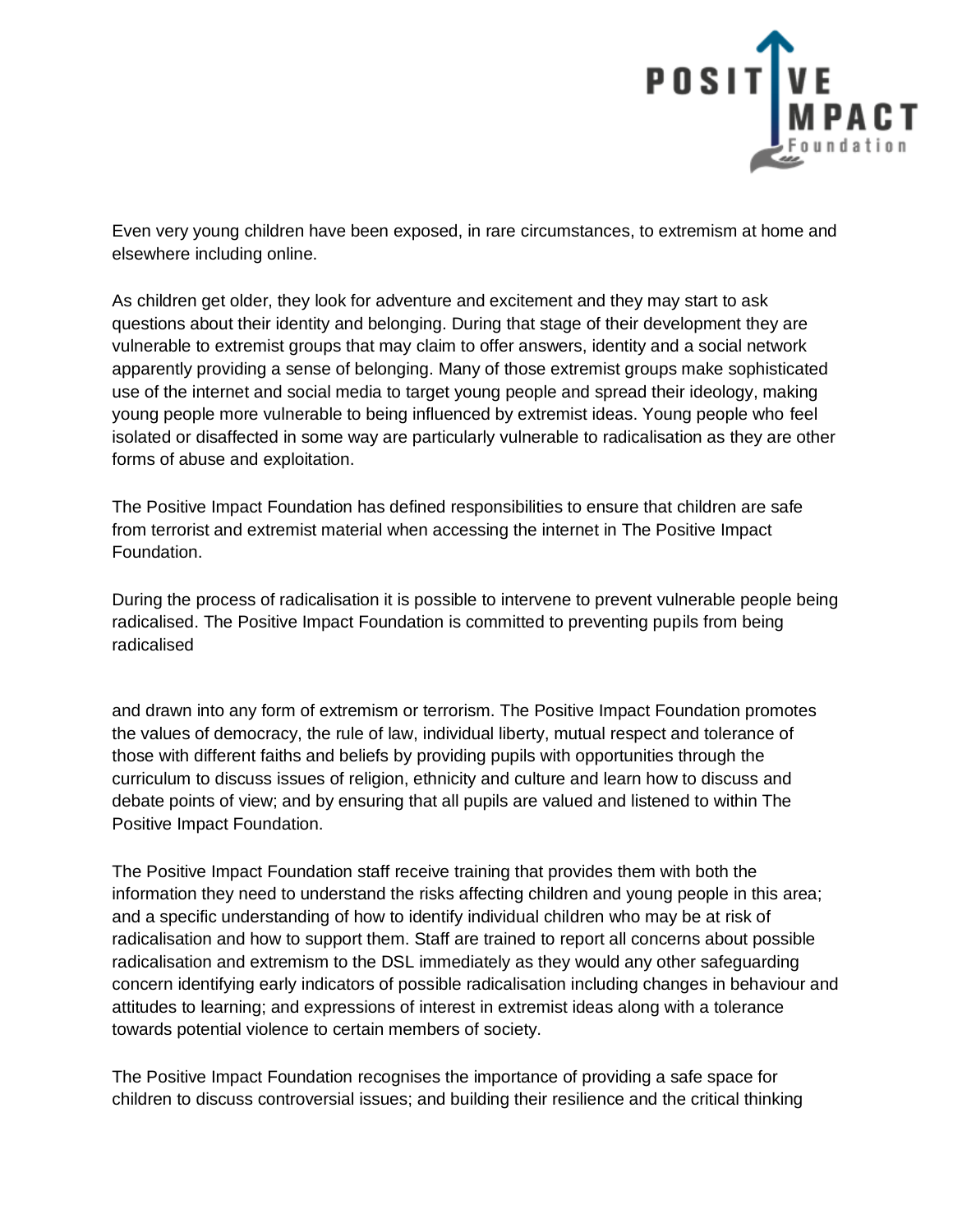Even very young children have been exposed, in rare circumstances, to extremism at home and elsewhere including online.

As children get older, they look for adventure and excitement and they may start to ask questions about their identity and belonging. During that stage of their development they are vulnerable to extremist groups that may claim to offer answers, identity and a social network apparently providing a sense of belonging. Many of those extremist groups make sophisticated use of the internet and social media to target young people and spread their ideology, making young people more vulnerable to being influenced by extremist ideas. Young people who feel isolated or disaffected in some way are particularly vulnerable to radicalisation as they are other forms of abuse and exploitation.

The Positive Impact Foundation has defined responsibilities to ensure that children are safe from terrorist and extremist material when accessing the internet in The Positive Impact Foundation.

During the process of radicalisation it is possible to intervene to prevent vulnerable people being radicalised. The Positive Impact Foundation is committed to preventing pupils from being radicalised

and drawn into any form of extremism or terrorism. The Positive Impact Foundation promotes the values of democracy, the rule of law, individual liberty, mutual respect and tolerance of those with different faiths and beliefs by providing pupils with opportunities through the curriculum to discuss issues of religion, ethnicity and culture and learn how to discuss and debate points of view; and by ensuring that all pupils are valued and listened to within The Positive Impact Foundation.

The Positive Impact Foundation staff receive training that provides them with both the information they need to understand the risks affecting children and young people in this area; and a specific understanding of how to identify individual children who may be at risk of radicalisation and how to support them. Staff are trained to report all concerns about possible radicalisation and extremism to the DSL immediately as they would any other safeguarding concern identifying early indicators of possible radicalisation including changes in behaviour and attitudes to learning; and expressions of interest in extremist ideas along with a tolerance towards potential violence to certain members of society.

The Positive Impact Foundation recognises the importance of providing a safe space for children to discuss controversial issues; and building their resilience and the critical thinking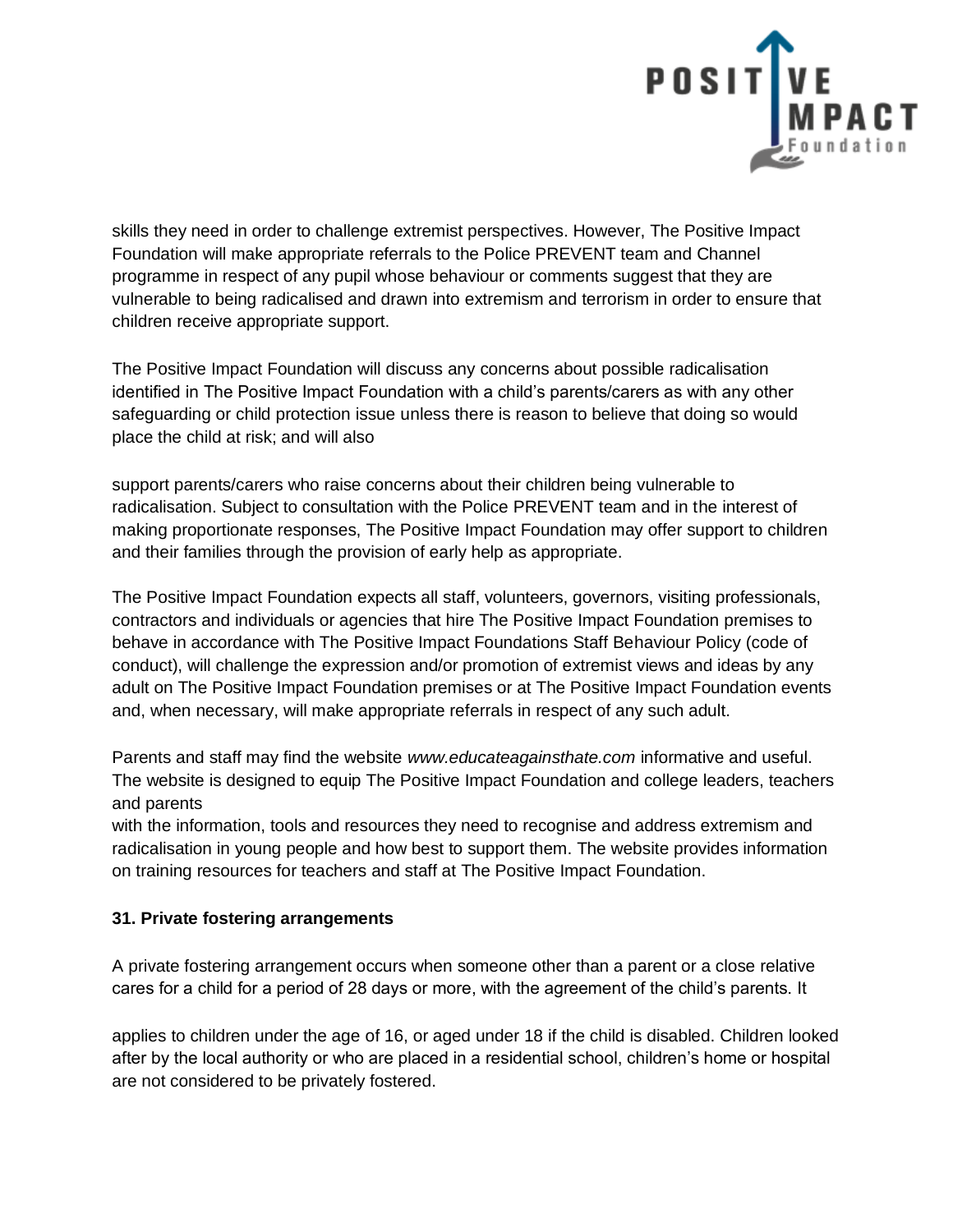skills they need in order to challenge extremist perspectives. However, The Positive Impact Foundation will make appropriate referrals to the Police PREVENT team and Channel programme in respect of any pupil whose behaviour or comments suggest that they are vulnerable to being radicalised and drawn into extremism and terrorism in order to ensure that children receive appropriate support.

The Positive Impact Foundation will discuss any concerns about possible radicalisation identified in The Positive Impact Foundation with a child's parents/carers as with any other safeguarding or child protection issue unless there is reason to believe that doing so would place the child at risk; and will also

support parents/carers who raise concerns about their children being vulnerable to radicalisation. Subject to consultation with the Police PREVENT team and in the interest of making proportionate responses, The Positive Impact Foundation may offer support to children and their families through the provision of early help as appropriate.

The Positive Impact Foundation expects all staff, volunteers, governors, visiting professionals, contractors and individuals or agencies that hire The Positive Impact Foundation premises to behave in accordance with The Positive Impact Foundations Staff Behaviour Policy (code of conduct), will challenge the expression and/or promotion of extremist views and ideas by any adult on The Positive Impact Foundation premises or at The Positive Impact Foundation events and, when necessary, will make appropriate referrals in respect of any such adult.

Parents and staff may find the website *www.educateagainsthate.com* informative and useful. The website is designed to equip The Positive Impact Foundation and college leaders, teachers and parents
with the information, tools and resources they need to recognise and address extremism and radicalisation in young people and how best to support them. The website provides information on training resources for teachers and staff at The Positive Impact Foundation.

**31. Private fostering arrangements**

A private fostering arrangement occurs when someone other than a parent or a close relative cares for a child for a period of 28 days or more, with the agreement of the child's parents. It

applies to children under the age of 16, or aged under 18 if the child is disabled. Children looked after by the local authority or who are placed in a residential school, children's home or hospital are not considered to be privately fostered.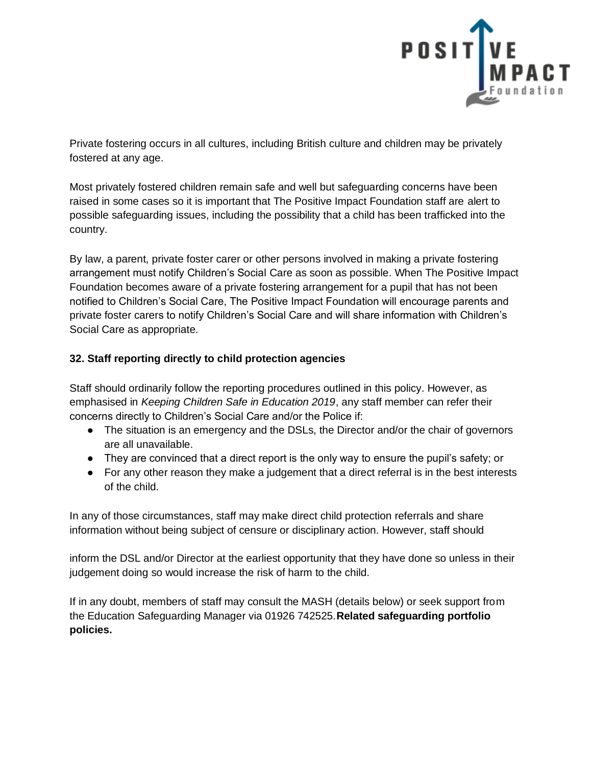Private fostering occurs in all cultures, including British culture and children may be privately fostered at any age.

Most privately fostered children remain safe and well but safeguarding concerns have been raised in some cases so it is important that The Positive Impact Foundation staff are alert to possible safeguarding issues, including the possibility that a child has been trafficked into the country.

By law, a parent, private foster carer or other persons involved in making a private fostering arrangement must notify Children's Social Care as soon as possible. When The Positive Impact Foundation becomes aware of a private fostering arrangement for a pupil that has not been notified to Children's Social Care, The Positive Impact Foundation will encourage parents and private foster carers to notify Children's Social Care and will share information with Children's Social Care as appropriate.

**32. Staff reporting directly to child protection agencies**

Staff should ordinarily follow the reporting procedures outlined in this policy. However, as emphasised in *Keeping Children Safe in Education 2019*, any staff member can refer their concerns directly to Children's Social Care and/or the Police if:

- The situation is an emergency and the DSLs, the Director and/or the chair of governors are all unavailable.
- They are convinced that a direct report is the only way to ensure the pupil's safety; or
- For any other reason they make a judgement that a direct referral is in the best interests of the child.

In any of those circumstances, staff may make direct child protection referrals and share information without being subject of censure or disciplinary action. However, staff should inform the DSL and/or Director at the earliest opportunity that they have done so unless in their judgement doing so would increase the risk of harm to the child.

If in any doubt, members of staff may consult the MASH (details below) or seek support from the Education Safeguarding Manager via 01926 742525.**Related safeguarding portfolio policies.**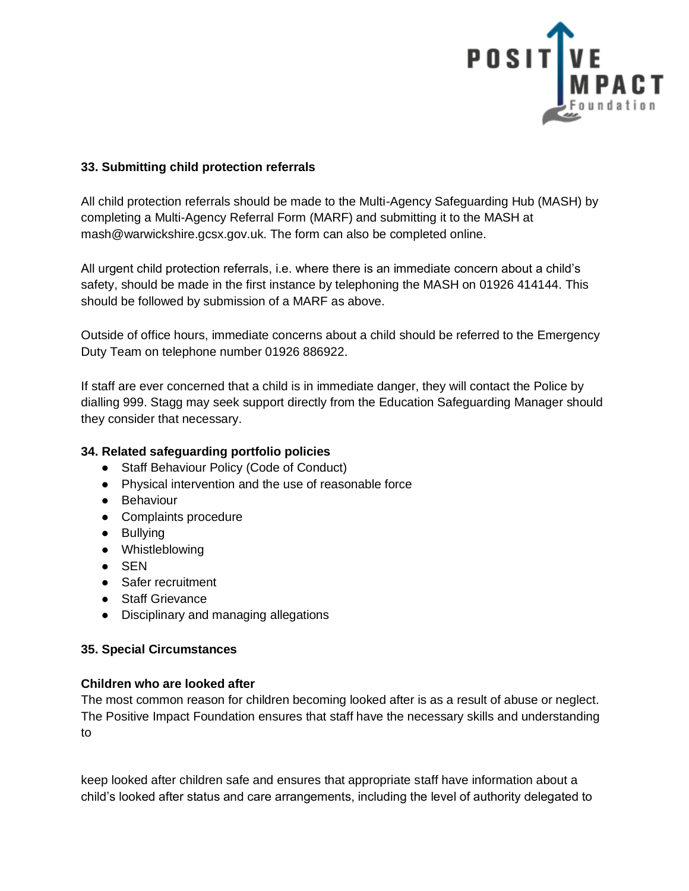## 33. Submitting child protection referrals

All child protection referrals should be made to the Multi-Agency Safeguarding Hub (MASH) by completing a Multi-Agency Referral Form (MARF) and submitting it to the MASH at mash@warwickshire.gcsx.gov.uk. The form can also be completed online.

All urgent child protection referrals, i.e. where there is an immediate concern about a child's safety, should be made in the first instance by telephoning the MASH on 01926 414144. This should be followed by submission of a MARF as above.

Outside of office hours, immediate concerns about a child should be referred to the Emergency Duty Team on telephone number 01926 886922.

If staff are ever concerned that a child is in immediate danger, they will contact the Police by dialling 999. Stagg may seek support directly from the Education Safeguarding Manager should they consider that necessary.

## 34. Related safeguarding portfolio policies

- Staff Behaviour Policy (Code of Conduct)
- Physical intervention and the use of reasonable force
- Behaviour
- Complaints procedure
- Bullying
- Whistleblowing
- SEN
- Safer recruitment
- Staff Grievance
- Disciplinary and managing allegations

## 35. Special Circumstances

### Children who are looked after

The most common reason for children becoming looked after is as a result of abuse or neglect. The Positive Impact Foundation ensures that staff have the necessary skills and understanding to

keep looked after children safe and ensures that appropriate staff have information about a child's looked after status and care arrangements, including the level of authority delegated to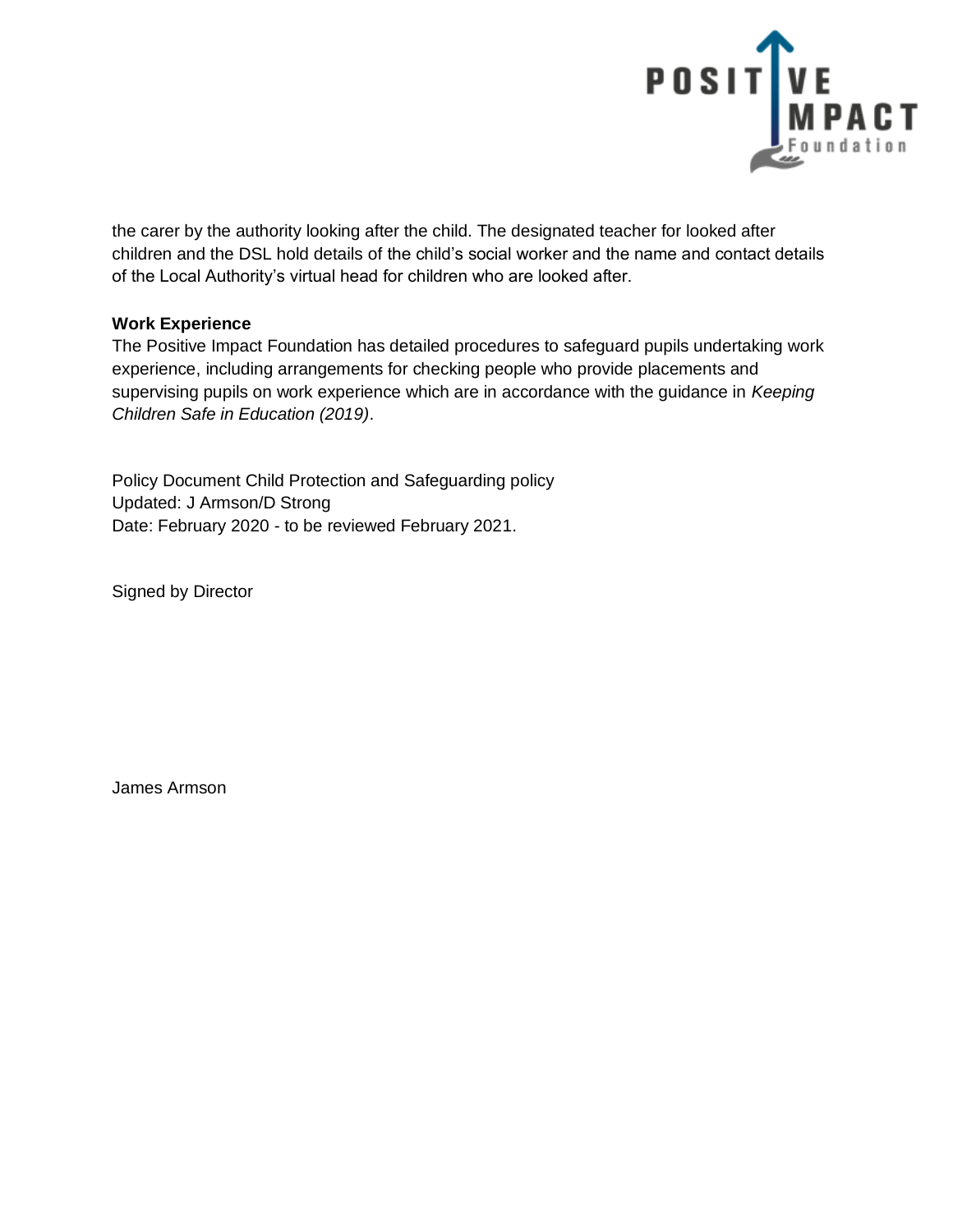the carer by the authority looking after the child. The designated teacher for looked after children and the DSL hold details of the child's social worker and the name and contact details of the Local Authority's virtual head for children who are looked after.

**Work Experience**

The Positive Impact Foundation has detailed procedures to safeguard pupils undertaking work experience, including arrangements for checking people who provide placements and supervising pupils on work experience which are in accordance with the guidance in *Keeping Children Safe in Education (2019)*.

Policy Document Child Protection and Safeguarding policy
Updated: J Armson/D Strong
Date: February 2020 - to be reviewed February 2021.

Signed by Director

James Armson